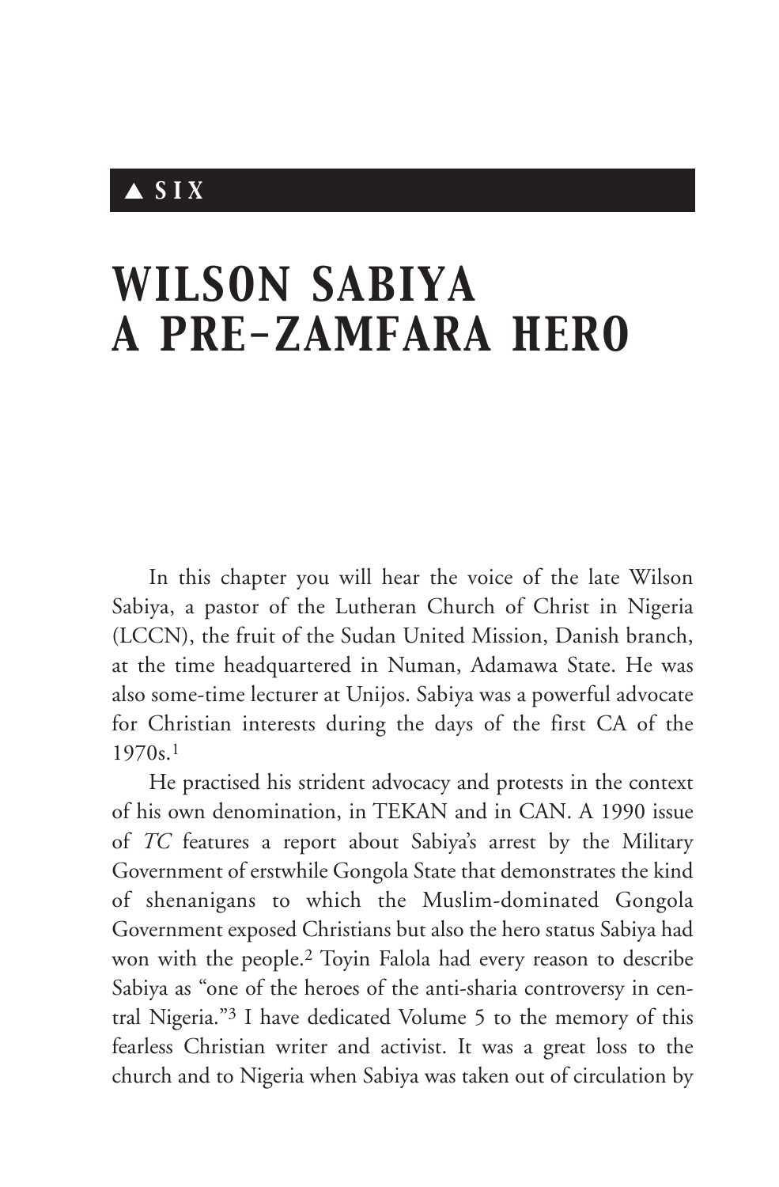▲ SIX

# WILSON SABIYA A PRE-ZAMFARA HERO

In this chapter you will hear the voice of the late Wilson Sabiya, a pastor of the Lutheran Church of Christ in Nigeria (LCCN), the fruit of the Sudan United Mission, Danish branch, at the time headquartered in Numan, Adamawa State. He was also some-time lecturer at Unijos. Sabiya was a powerful advocate for Christian interests during the days of the first CA of the 1970s.[1]

He practised his strident advocacy and protests in the context of his own denomination, in TEKAN and in CAN. A 1990 issue of *TC* features a report about Sabiya's arrest by the Military Government of erstwhile Gongola State that demonstrates the kind of shenanigans to which the Muslim-dominated Gongola Government exposed Christians but also the hero status Sabiya had won with the people.[2] Toyin Falola had every reason to describe Sabiya as "one of the heroes of the anti-sharia controversy in central Nigeria."[3] I have dedicated Volume 5 to the memory of this fearless Christian writer and activist. It was a great loss to the church and to Nigeria when Sabiya was taken out of circulation by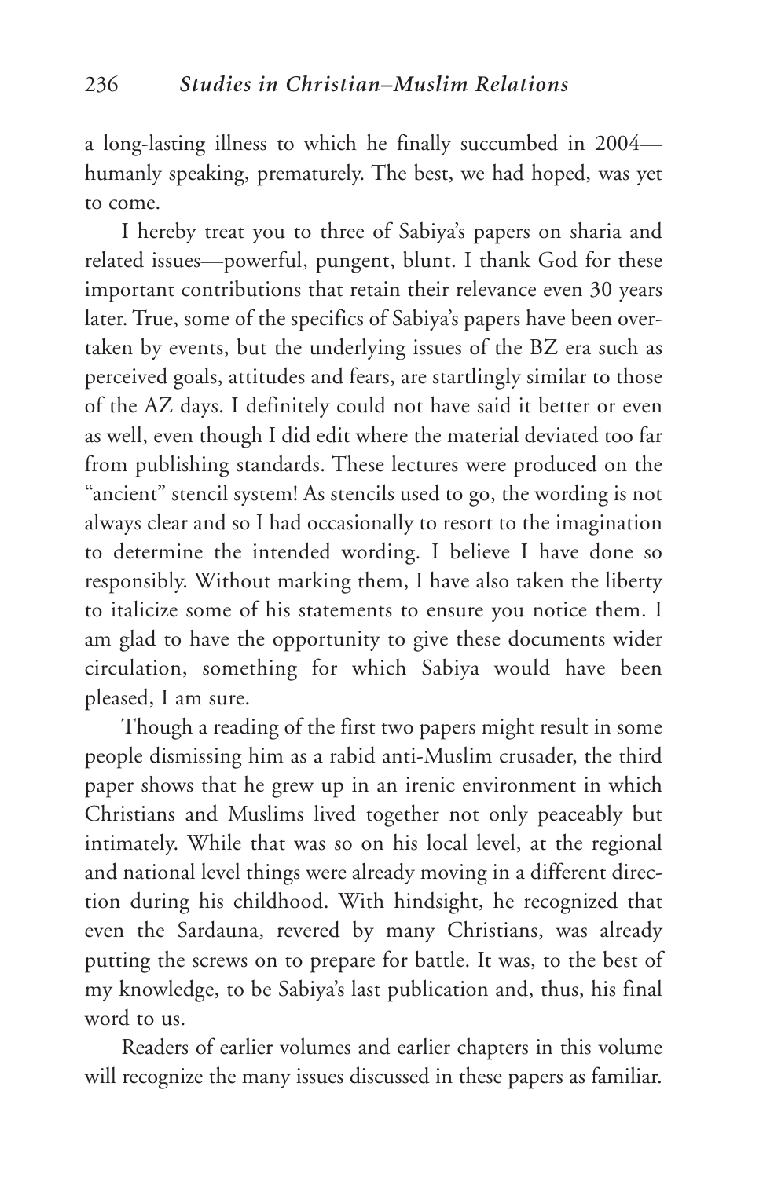a long-lasting illness to which he finally succumbed in 2004—humanly speaking, prematurely. The best, we had hoped, was yet to come.

I hereby treat you to three of Sabiya's papers on sharia and related issues—powerful, pungent, blunt. I thank God for these important contributions that retain their relevance even 30 years later. True, some of the specifics of Sabiya's papers have been overtaken by events, but the underlying issues of the BZ era such as perceived goals, attitudes and fears, are startlingly similar to those of the AZ days. I definitely could not have said it better or even as well, even though I did edit where the material deviated too far from publishing standards. These lectures were produced on the "ancient" stencil system! As stencils used to go, the wording is not always clear and so I had occasionally to resort to the imagination to determine the intended wording. I believe I have done so responsibly. Without marking them, I have also taken the liberty to italicize some of his statements to ensure you notice them. I am glad to have the opportunity to give these documents wider circulation, something for which Sabiya would have been pleased, I am sure.

Though a reading of the first two papers might result in some people dismissing him as a rabid anti-Muslim crusader, the third paper shows that he grew up in an irenic environment in which Christians and Muslims lived together not only peaceably but intimately. While that was so on his local level, at the regional and national level things were already moving in a different direction during his childhood. With hindsight, he recognized that even the Sardauna, revered by many Christians, was already putting the screws on to prepare for battle. It was, to the best of my knowledge, to be Sabiya's last publication and, thus, his final word to us.

Readers of earlier volumes and earlier chapters in this volume will recognize the many issues discussed in these papers as familiar.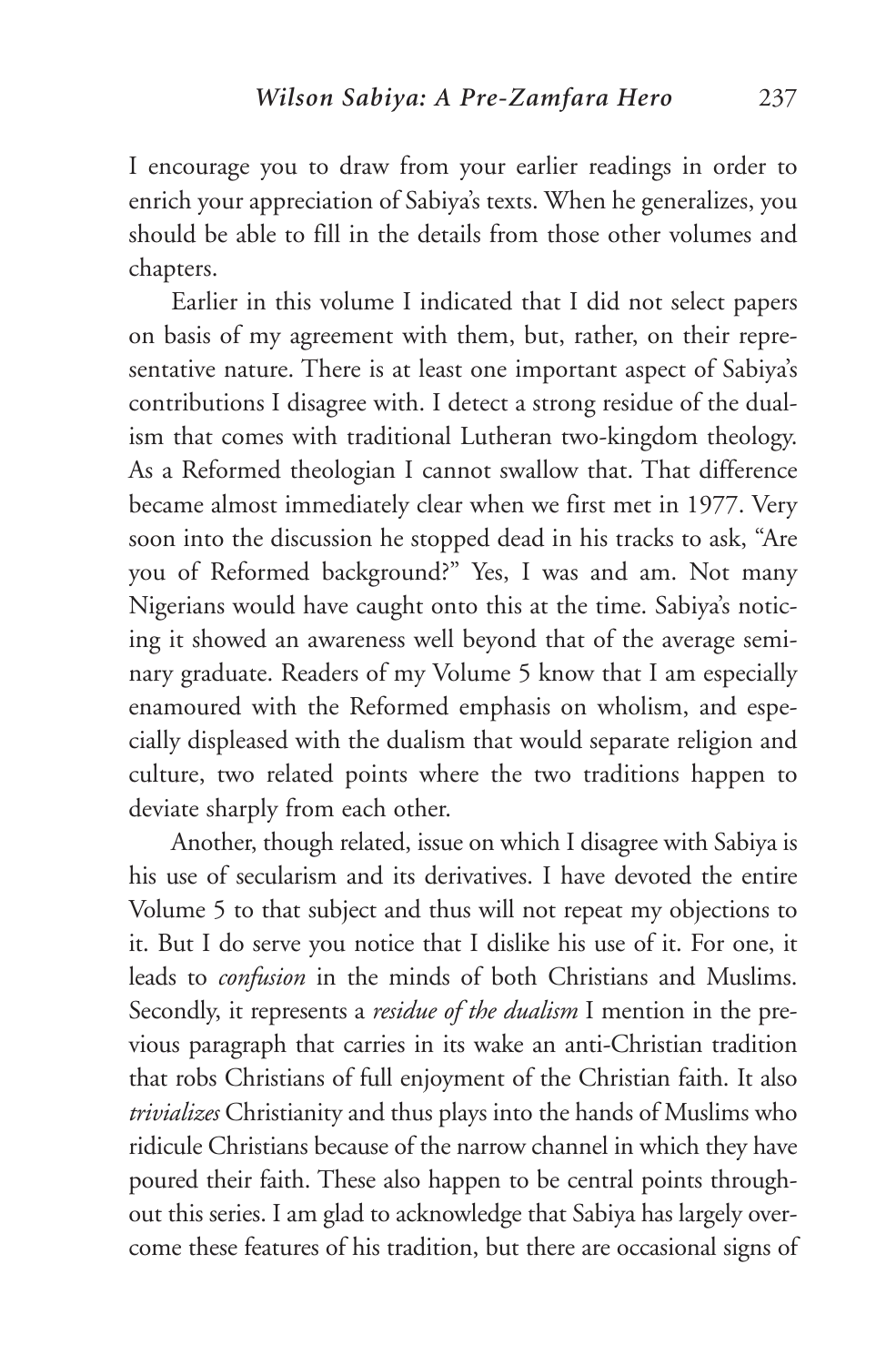I encourage you to draw from your earlier readings in order to enrich your appreciation of Sabiya's texts. When he generalizes, you should be able to fill in the details from those other volumes and chapters.

Earlier in this volume I indicated that I did not select papers on basis of my agreement with them, but, rather, on their representative nature. There is at least one important aspect of Sabiya's contributions I disagree with. I detect a strong residue of the dualism that comes with traditional Lutheran two-kingdom theology. As a Reformed theologian I cannot swallow that. That difference became almost immediately clear when we first met in 1977. Very soon into the discussion he stopped dead in his tracks to ask, "Are you of Reformed background?" Yes, I was and am. Not many Nigerians would have caught onto this at the time. Sabiya's noticing it showed an awareness well beyond that of the average seminary graduate. Readers of my Volume 5 know that I am especially enamoured with the Reformed emphasis on wholism, and especially displeased with the dualism that would separate religion and culture, two related points where the two traditions happen to deviate sharply from each other.

Another, though related, issue on which I disagree with Sabiya is his use of secularism and its derivatives. I have devoted the entire Volume 5 to that subject and thus will not repeat my objections to it. But I do serve you notice that I dislike his use of it. For one, it leads to *confusion* in the minds of both Christians and Muslims. Secondly, it represents a *residue of the dualism* I mention in the previous paragraph that carries in its wake an anti-Christian tradition that robs Christians of full enjoyment of the Christian faith. It also *trivializes* Christianity and thus plays into the hands of Muslims who ridicule Christians because of the narrow channel in which they have poured their faith. These also happen to be central points throughout this series. I am glad to acknowledge that Sabiya has largely overcome these features of his tradition, but there are occasional signs of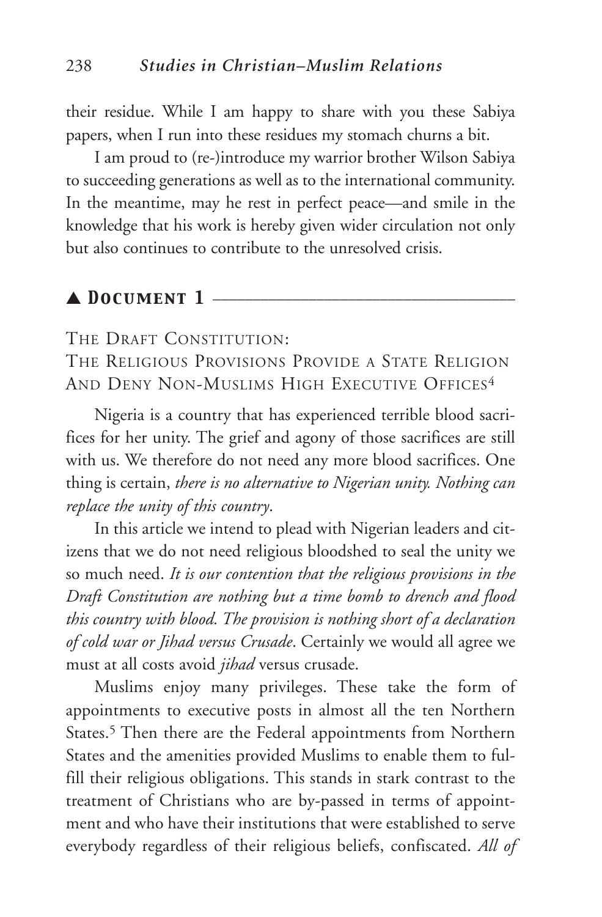their residue. While I am happy to share with you these Sabiya papers, when I run into these residues my stomach churns a bit.

I am proud to (re-)introduce my warrior brother Wilson Sabiya to succeeding generations as well as to the international community. In the meantime, may he rest in perfect peace—and smile in the knowledge that his work is hereby given wider circulation not only but also continues to contribute to the unresolved crisis.

## ▲ Document 1

### The Draft Constitution: The Religious Provisions Provide a State Religion And Deny Non-Muslims High Executive Offices[4]

Nigeria is a country that has experienced terrible blood sacrifices for her unity. The grief and agony of those sacrifices are still with us. We therefore do not need any more blood sacrifices. One thing is certain, *there is no alternative to Nigerian unity. Nothing can replace the unity of this country*.

In this article we intend to plead with Nigerian leaders and citizens that we do not need religious bloodshed to seal the unity we so much need. *It is our contention that the religious provisions in the Draft Constitution are nothing but a time bomb to drench and flood this country with blood. The provision is nothing short of a declaration of cold war or Jihad versus Crusade*. Certainly we would all agree we must at all costs avoid *jihad* versus crusade.

Muslims enjoy many privileges. These take the form of appointments to executive posts in almost all the ten Northern States.[5] Then there are the Federal appointments from Northern States and the amenities provided Muslims to enable them to fulfill their religious obligations. This stands in stark contrast to the treatment of Christians who are by-passed in terms of appointment and who have their institutions that were established to serve everybody regardless of their religious beliefs, confiscated. *All of*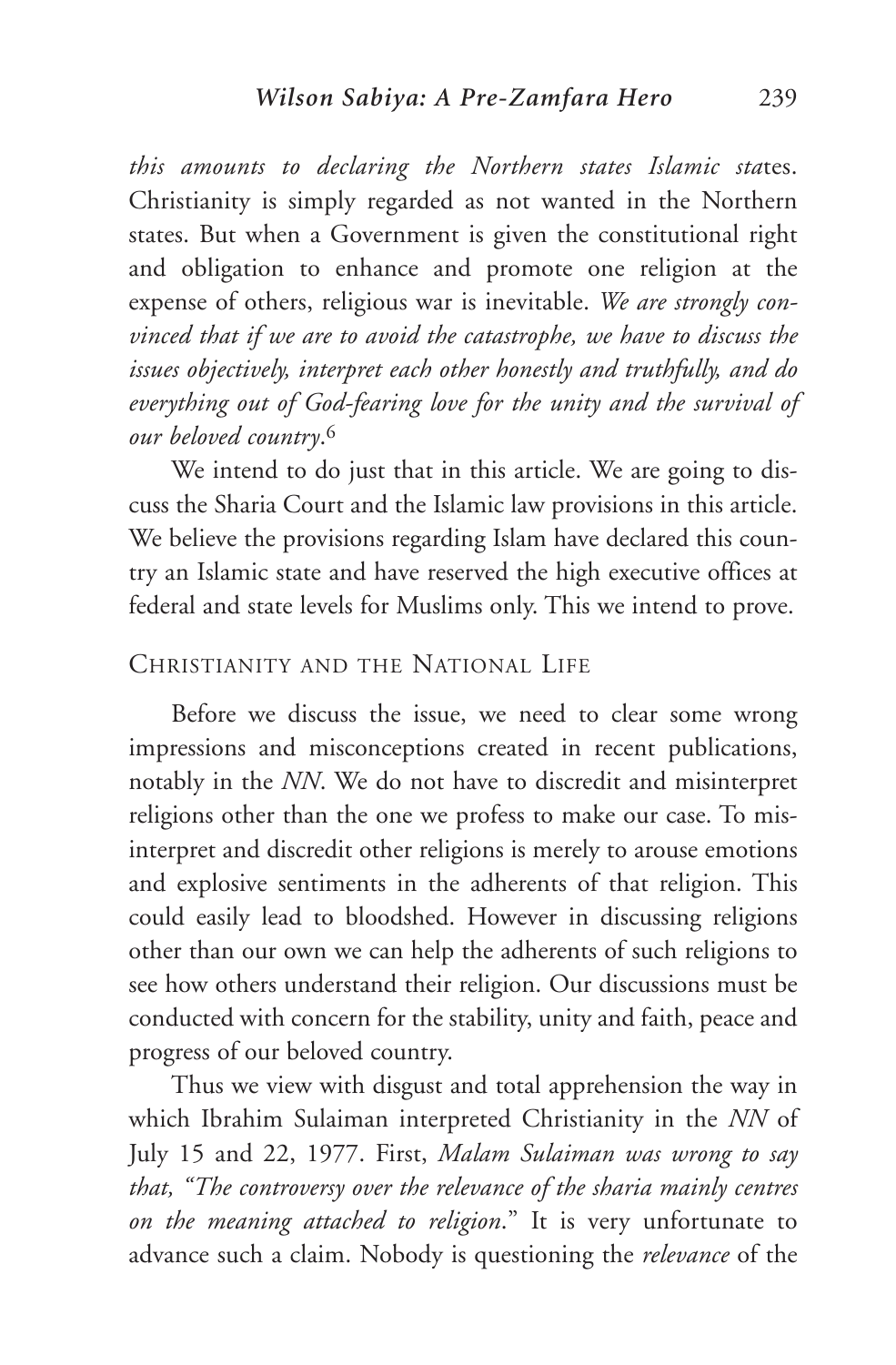*this amounts to declaring the Northern states Islamic sta*tes. Christianity is simply regarded as not wanted in the Northern states. But when a Government is given the constitutional right and obligation to enhance and promote one religion at the expense of others, religious war is inevitable. *We are strongly convinced that if we are to avoid the catastrophe, we have to discuss the issues objectively, interpret each other honestly and truthfully, and do everything out of God-fearing love for the unity and the survival of our beloved country.*[6]

We intend to do just that in this article. We are going to discuss the Sharia Court and the Islamic law provisions in this article. We believe the provisions regarding Islam have declared this country an Islamic state and have reserved the high executive offices at federal and state levels for Muslims only. This we intend to prove.

## Christianity and the National Life

Before we discuss the issue, we need to clear some wrong impressions and misconceptions created in recent publications, notably in the *NN*. We do not have to discredit and misinterpret religions other than the one we profess to make our case. To misinterpret and discredit other religions is merely to arouse emotions and explosive sentiments in the adherents of that religion. This could easily lead to bloodshed. However in discussing religions other than our own we can help the adherents of such religions to see how others understand their religion. Our discussions must be conducted with concern for the stability, unity and faith, peace and progress of our beloved country.

Thus we view with disgust and total apprehension the way in which Ibrahim Sulaiman interpreted Christianity in the *NN* of July 15 and 22, 1977. First, *Malam Sulaiman was wrong to say that, "The controversy over the relevance of the sharia mainly centres on the meaning attached to religion*." It is very unfortunate to advance such a claim. Nobody is questioning the *relevance* of the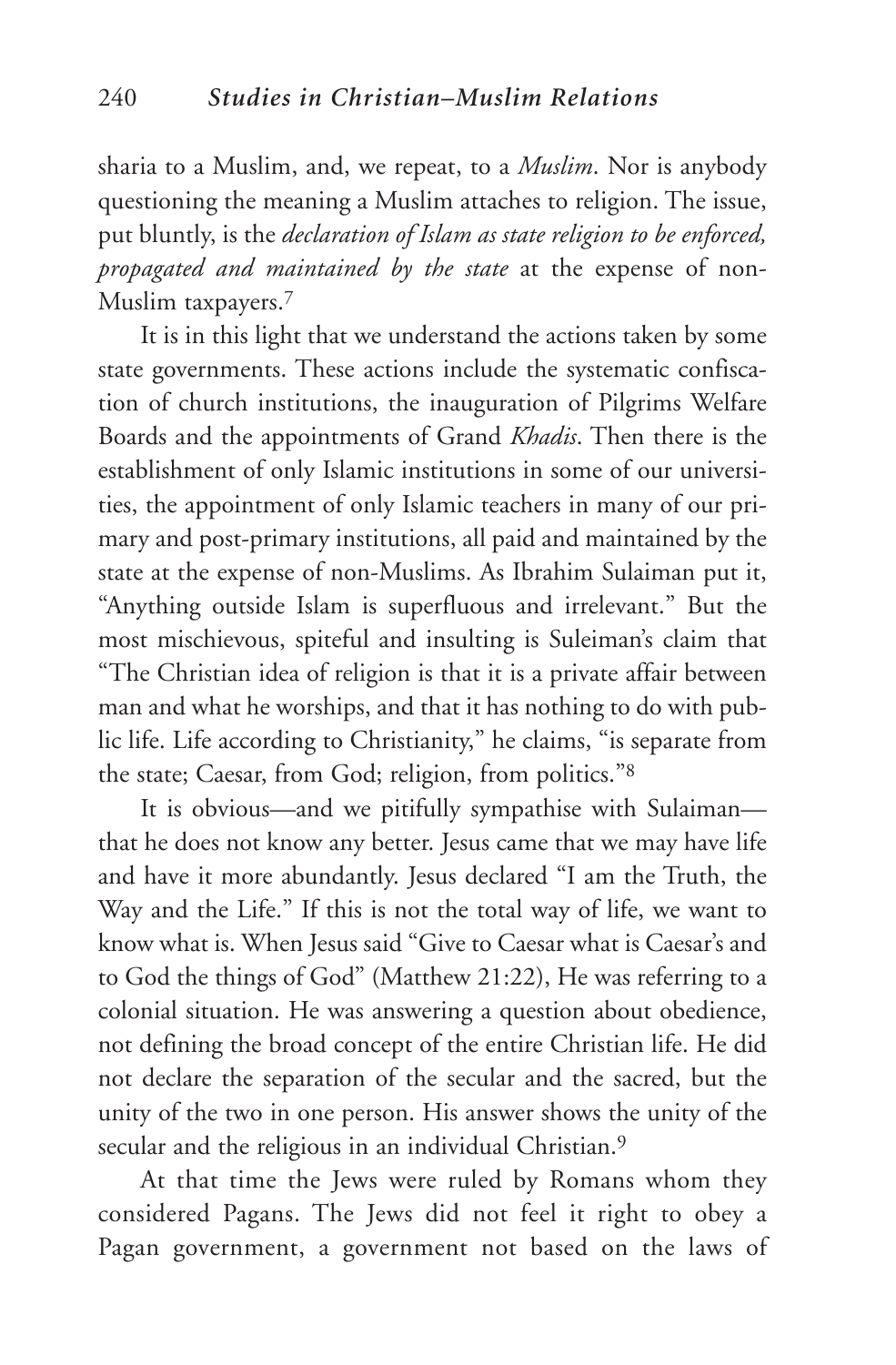sharia to a Muslim, and, we repeat, to a *Muslim*. Nor is anybody questioning the meaning a Muslim attaches to religion. The issue, put bluntly, is the *declaration of Islam as state religion to be enforced, propagated and maintained by the state* at the expense of non-Muslim taxpayers.[7]

It is in this light that we understand the actions taken by some state governments. These actions include the systematic confiscation of church institutions, the inauguration of Pilgrims Welfare Boards and the appointments of Grand *Khadis*. Then there is the establishment of only Islamic institutions in some of our universities, the appointment of only Islamic teachers in many of our primary and post-primary institutions, all paid and maintained by the state at the expense of non-Muslims. As Ibrahim Sulaiman put it, "Anything outside Islam is superfluous and irrelevant." But the most mischievous, spiteful and insulting is Suleiman's claim that "The Christian idea of religion is that it is a private affair between man and what he worships, and that it has nothing to do with public life. Life according to Christianity," he claims, "is separate from the state; Caesar, from God; religion, from politics."[8]

It is obvious—and we pitifully sympathise with Sulaiman—that he does not know any better. Jesus came that we may have life and have it more abundantly. Jesus declared "I am the Truth, the Way and the Life." If this is not the total way of life, we want to know what is. When Jesus said "Give to Caesar what is Caesar's and to God the things of God" (Matthew 21:22), He was referring to a colonial situation. He was answering a question about obedience, not defining the broad concept of the entire Christian life. He did not declare the separation of the secular and the sacred, but the unity of the two in one person. His answer shows the unity of the secular and the religious in an individual Christian.[9]

At that time the Jews were ruled by Romans whom they considered Pagans. The Jews did not feel it right to obey a Pagan government, a government not based on the laws of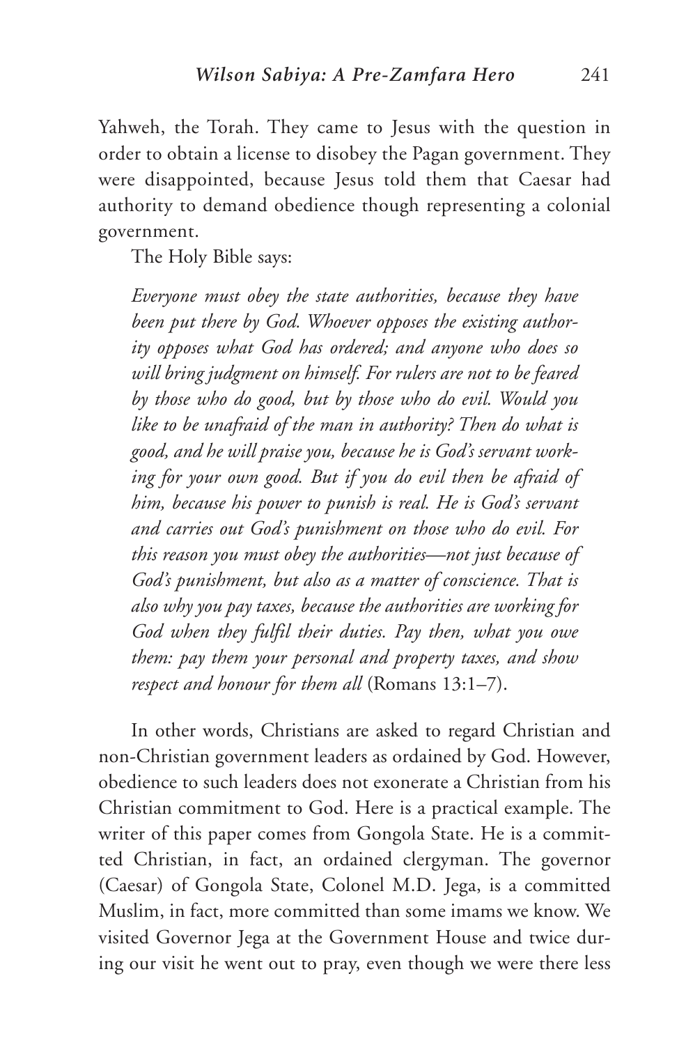Yahweh, the Torah. They came to Jesus with the question in order to obtain a license to disobey the Pagan government. They were disappointed, because Jesus told them that Caesar had authority to demand obedience though representing a colonial government.

The Holy Bible says:

> *Everyone must obey the state authorities, because they have been put there by God. Whoever opposes the existing authority opposes what God has ordered; and anyone who does so will bring judgment on himself. For rulers are not to be feared by those who do good, but by those who do evil. Would you like to be unafraid of the man in authority? Then do what is good, and he will praise you, because he is God's servant working for your own good. But if you do evil then be afraid of him, because his power to punish is real. He is God's servant and carries out God's punishment on those who do evil. For this reason you must obey the authorities—not just because of God's punishment, but also as a matter of conscience. That is also why you pay taxes, because the authorities are working for God when they fulfil their duties. Pay then, what you owe them: pay them your personal and property taxes, and show respect and honour for them all* (Romans 13:1–7).

In other words, Christians are asked to regard Christian and non-Christian government leaders as ordained by God. However, obedience to such leaders does not exonerate a Christian from his Christian commitment to God. Here is a practical example. The writer of this paper comes from Gongola State. He is a committed Christian, in fact, an ordained clergyman. The governor (Caesar) of Gongola State, Colonel M.D. Jega, is a committed Muslim, in fact, more committed than some imams we know. We visited Governor Jega at the Government House and twice during our visit he went out to pray, even though we were there less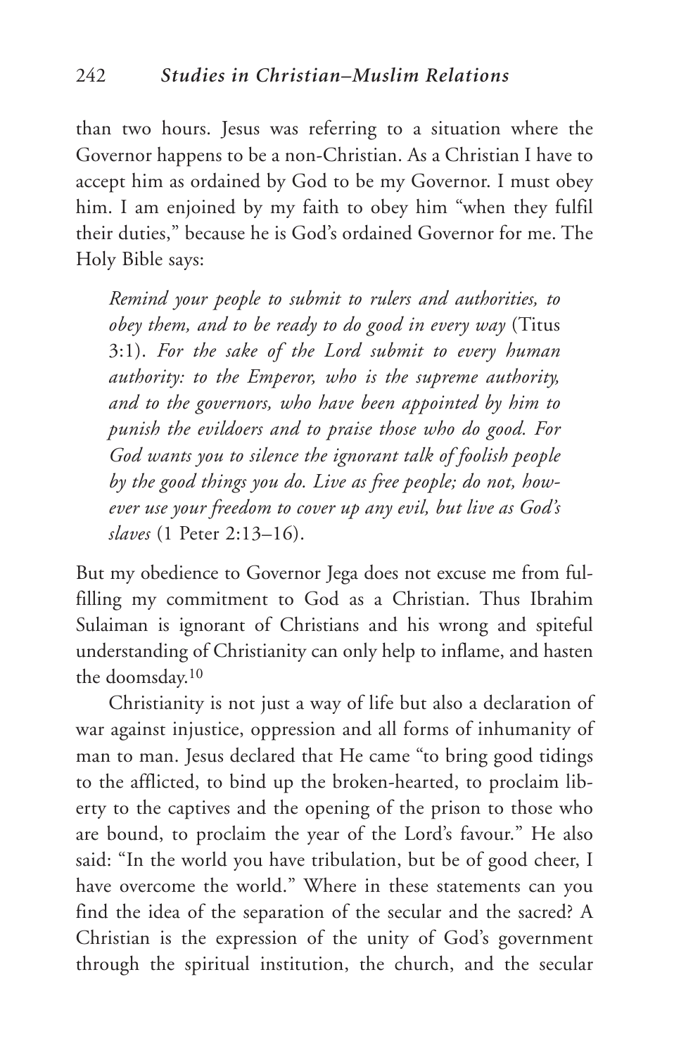than two hours. Jesus was referring to a situation where the Governor happens to be a non-Christian. As a Christian I have to accept him as ordained by God to be my Governor. I must obey him. I am enjoined by my faith to obey him "when they fulfil their duties," because he is God's ordained Governor for me. The Holy Bible says:

> *Remind your people to submit to rulers and authorities, to obey them, and to be ready to do good in every way* (Titus 3:1). *For the sake of the Lord submit to every human authority: to the Emperor, who is the supreme authority, and to the governors, who have been appointed by him to punish the evildoers and to praise those who do good. For God wants you to silence the ignorant talk of foolish people by the good things you do. Live as free people; do not, however use your freedom to cover up any evil, but live as God's slaves* (1 Peter 2:13–16).

But my obedience to Governor Jega does not excuse me from fulfilling my commitment to God as a Christian. Thus Ibrahim Sulaiman is ignorant of Christians and his wrong and spiteful understanding of Christianity can only help to inflame, and hasten the doomsday.[10]

Christianity is not just a way of life but also a declaration of war against injustice, oppression and all forms of inhumanity of man to man. Jesus declared that He came "to bring good tidings to the afflicted, to bind up the broken-hearted, to proclaim liberty to the captives and the opening of the prison to those who are bound, to proclaim the year of the Lord's favour." He also said: "In the world you have tribulation, but be of good cheer, I have overcome the world." Where in these statements can you find the idea of the separation of the secular and the sacred? A Christian is the expression of the unity of God's government through the spiritual institution, the church, and the secular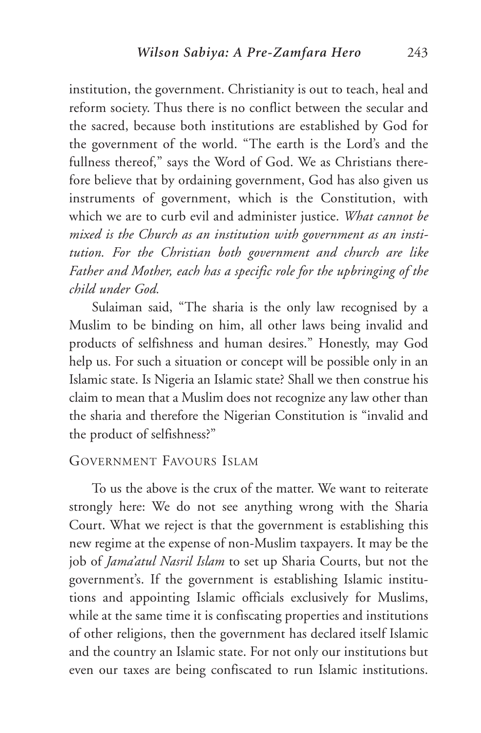institution, the government. Christianity is out to teach, heal and reform society. Thus there is no conflict between the secular and the sacred, because both institutions are established by God for the government of the world. "The earth is the Lord's and the fullness thereof," says the Word of God. We as Christians therefore believe that by ordaining government, God has also given us instruments of government, which is the Constitution, with which we are to curb evil and administer justice. *What cannot be mixed is the Church as an institution with government as an institution. For the Christian both government and church are like Father and Mother, each has a specific role for the upbringing of the child under God.*

Sulaiman said, "The sharia is the only law recognised by a Muslim to be binding on him, all other laws being invalid and products of selfishness and human desires." Honestly, may God help us. For such a situation or concept will be possible only in an Islamic state. Is Nigeria an Islamic state? Shall we then construe his claim to mean that a Muslim does not recognize any law other than the sharia and therefore the Nigerian Constitution is "invalid and the product of selfishness?"

## Government Favours Islam

To us the above is the crux of the matter. We want to reiterate strongly here: We do not see anything wrong with the Sharia Court. What we reject is that the government is establishing this new regime at the expense of non-Muslim taxpayers. It may be the job of *Jama'atul Nasril Islam* to set up Sharia Courts, but not the government's. If the government is establishing Islamic institutions and appointing Islamic officials exclusively for Muslims, while at the same time it is confiscating properties and institutions of other religions, then the government has declared itself Islamic and the country an Islamic state. For not only our institutions but even our taxes are being confiscated to run Islamic institutions.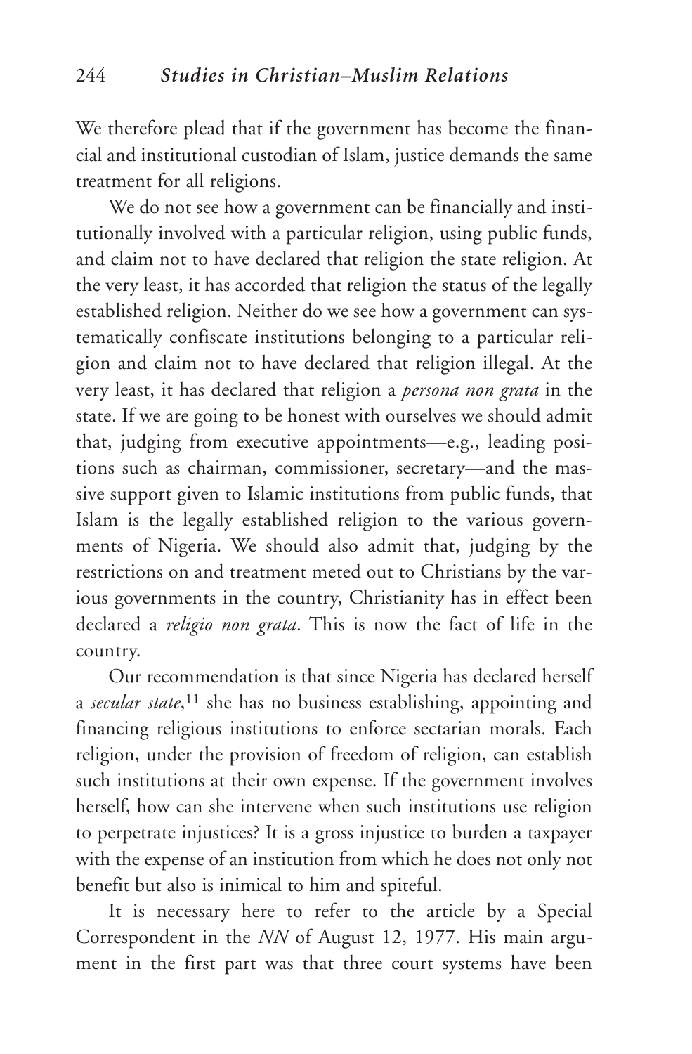We therefore plead that if the government has become the financial and institutional custodian of Islam, justice demands the same treatment for all religions.

We do not see how a government can be financially and institutionally involved with a particular religion, using public funds, and claim not to have declared that religion the state religion. At the very least, it has accorded that religion the status of the legally established religion. Neither do we see how a government can systematically confiscate institutions belonging to a particular religion and claim not to have declared that religion illegal. At the very least, it has declared that religion a *persona non grata* in the state. If we are going to be honest with ourselves we should admit that, judging from executive appointments—e.g., leading positions such as chairman, commissioner, secretary—and the massive support given to Islamic institutions from public funds, that Islam is the legally established religion to the various governments of Nigeria. We should also admit that, judging by the restrictions on and treatment meted out to Christians by the various governments in the country, Christianity has in effect been declared a *religio non grata*. This is now the fact of life in the country.

Our recommendation is that since Nigeria has declared herself a *secular state*,[11] she has no business establishing, appointing and financing religious institutions to enforce sectarian morals. Each religion, under the provision of freedom of religion, can establish such institutions at their own expense. If the government involves herself, how can she intervene when such institutions use religion to perpetrate injustices? It is a gross injustice to burden a taxpayer with the expense of an institution from which he does not only not benefit but also is inimical to him and spiteful.

It is necessary here to refer to the article by a Special Correspondent in the *NN* of August 12, 1977. His main argument in the first part was that three court systems have been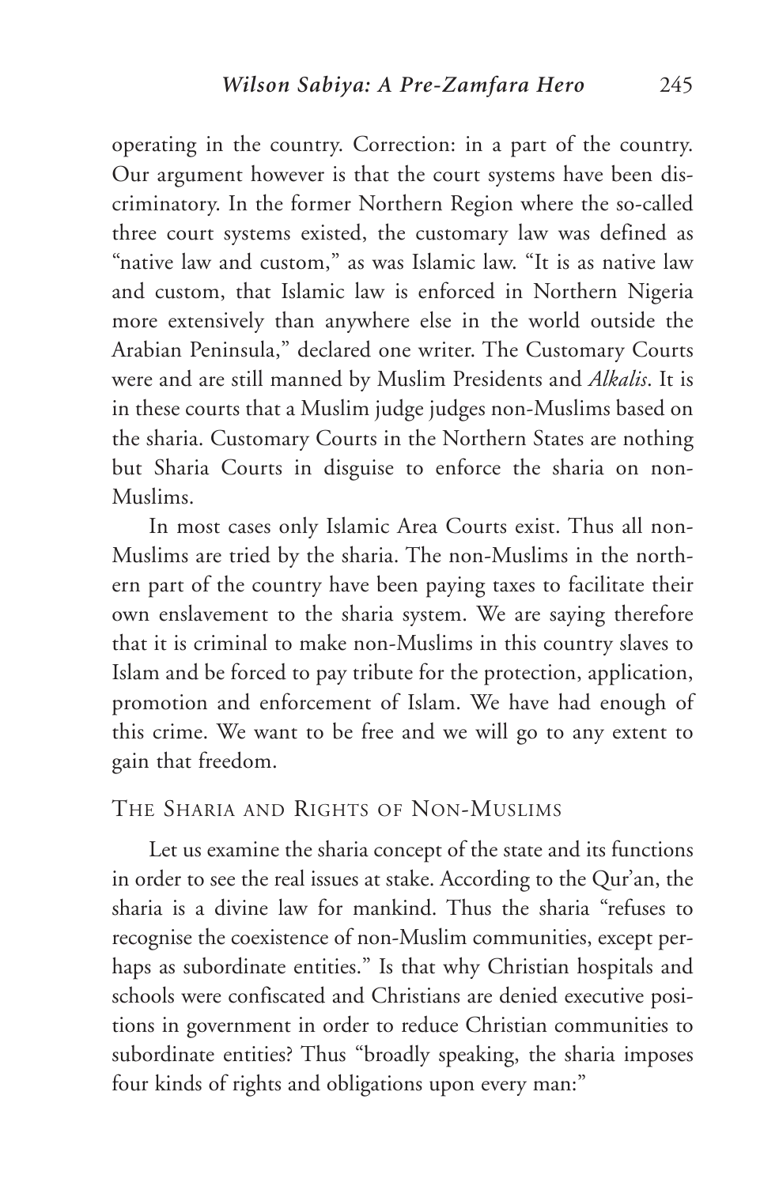operating in the country. Correction: in a part of the country. Our argument however is that the court systems have been discriminatory. In the former Northern Region where the so-called three court systems existed, the customary law was defined as "native law and custom," as was Islamic law. "It is as native law and custom, that Islamic law is enforced in Northern Nigeria more extensively than anywhere else in the world outside the Arabian Peninsula," declared one writer. The Customary Courts were and are still manned by Muslim Presidents and *Alkalis*. It is in these courts that a Muslim judge judges non-Muslims based on the sharia. Customary Courts in the Northern States are nothing but Sharia Courts in disguise to enforce the sharia on non-Muslims.

In most cases only Islamic Area Courts exist. Thus all non-Muslims are tried by the sharia. The non-Muslims in the northern part of the country have been paying taxes to facilitate their own enslavement to the sharia system. We are saying therefore that it is criminal to make non-Muslims in this country slaves to Islam and be forced to pay tribute for the protection, application, promotion and enforcement of Islam. We have had enough of this crime. We want to be free and we will go to any extent to gain that freedom.

## The Sharia and Rights of Non-Muslims

Let us examine the sharia concept of the state and its functions in order to see the real issues at stake. According to the Qur'an, the sharia is a divine law for mankind. Thus the sharia "refuses to recognise the coexistence of non-Muslim communities, except perhaps as subordinate entities." Is that why Christian hospitals and schools were confiscated and Christians are denied executive positions in government in order to reduce Christian communities to subordinate entities? Thus "broadly speaking, the sharia imposes four kinds of rights and obligations upon every man:"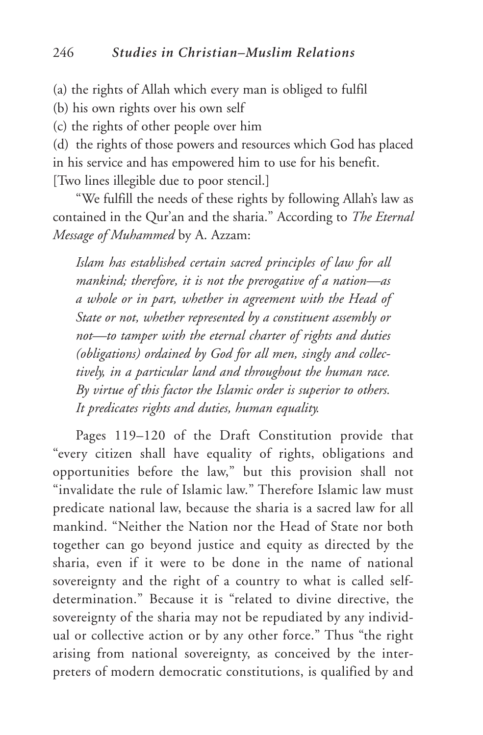(a) the rights of Allah which every man is obliged to fulfil

(b) his own rights over his own self

(c) the rights of other people over him

(d) the rights of those powers and resources which God has placed in his service and has empowered him to use for his benefit.

[Two lines illegible due to poor stencil.]

"We fulfill the needs of these rights by following Allah's law as contained in the Qur'an and the sharia." According to *The Eternal Message of Muhammed* by A. Azzam:

> *Islam has established certain sacred principles of law for all mankind; therefore, it is not the prerogative of a nation—as a whole or in part, whether in agreement with the Head of State or not, whether represented by a constituent assembly or not—to tamper with the eternal charter of rights and duties (obligations) ordained by God for all men, singly and collectively, in a particular land and throughout the human race. By virtue of this factor the Islamic order is superior to others. It predicates rights and duties, human equality.*

Pages 119–120 of the Draft Constitution provide that "every citizen shall have equality of rights, obligations and opportunities before the law," but this provision shall not "invalidate the rule of Islamic law." Therefore Islamic law must predicate national law, because the sharia is a sacred law for all mankind. "Neither the Nation nor the Head of State nor both together can go beyond justice and equity as directed by the sharia, even if it were to be done in the name of national sovereignty and the right of a country to what is called self-determination." Because it is "related to divine directive, the sovereignty of the sharia may not be repudiated by any individual or collective action or by any other force." Thus "the right arising from national sovereignty, as conceived by the interpreters of modern democratic constitutions, is qualified by and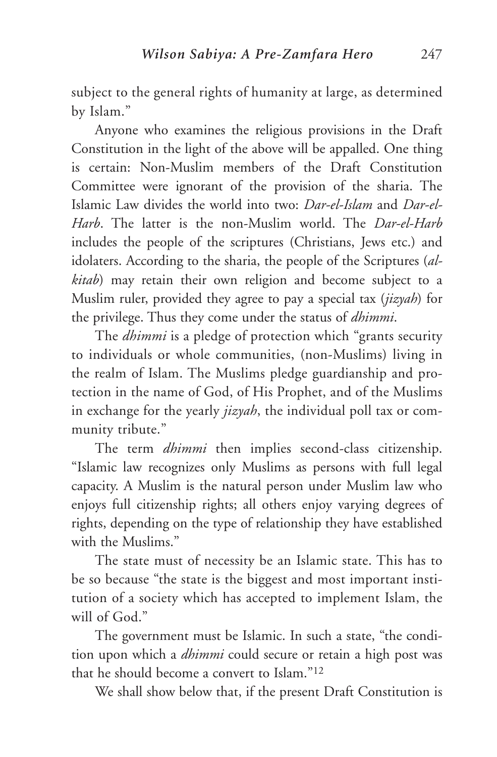subject to the general rights of humanity at large, as determined by Islam."

Anyone who examines the religious provisions in the Draft Constitution in the light of the above will be appalled. One thing is certain: Non-Muslim members of the Draft Constitution Committee were ignorant of the provision of the sharia. The Islamic Law divides the world into two: *Dar-el-Islam* and *Dar-el-Harb*. The latter is the non-Muslim world. The *Dar-el-Harb* includes the people of the scriptures (Christians, Jews etc.) and idolaters. According to the sharia, the people of the Scriptures (*al-kitab*) may retain their own religion and become subject to a Muslim ruler, provided they agree to pay a special tax (*jizyah*) for the privilege. Thus they come under the status of *dhimmi*.

The *dhimmi* is a pledge of protection which "grants security to individuals or whole communities, (non-Muslims) living in the realm of Islam. The Muslims pledge guardianship and protection in the name of God, of His Prophet, and of the Muslims in exchange for the yearly *jizyah*, the individual poll tax or community tribute."

The term *dhimmi* then implies second-class citizenship. "Islamic law recognizes only Muslims as persons with full legal capacity. A Muslim is the natural person under Muslim law who enjoys full citizenship rights; all others enjoy varying degrees of rights, depending on the type of relationship they have established with the Muslims."

The state must of necessity be an Islamic state. This has to be so because "the state is the biggest and most important institution of a society which has accepted to implement Islam, the will of God."

The government must be Islamic. In such a state, "the condition upon which a *dhimmi* could secure or retain a high post was that he should become a convert to Islam."[12]

We shall show below that, if the present Draft Constitution is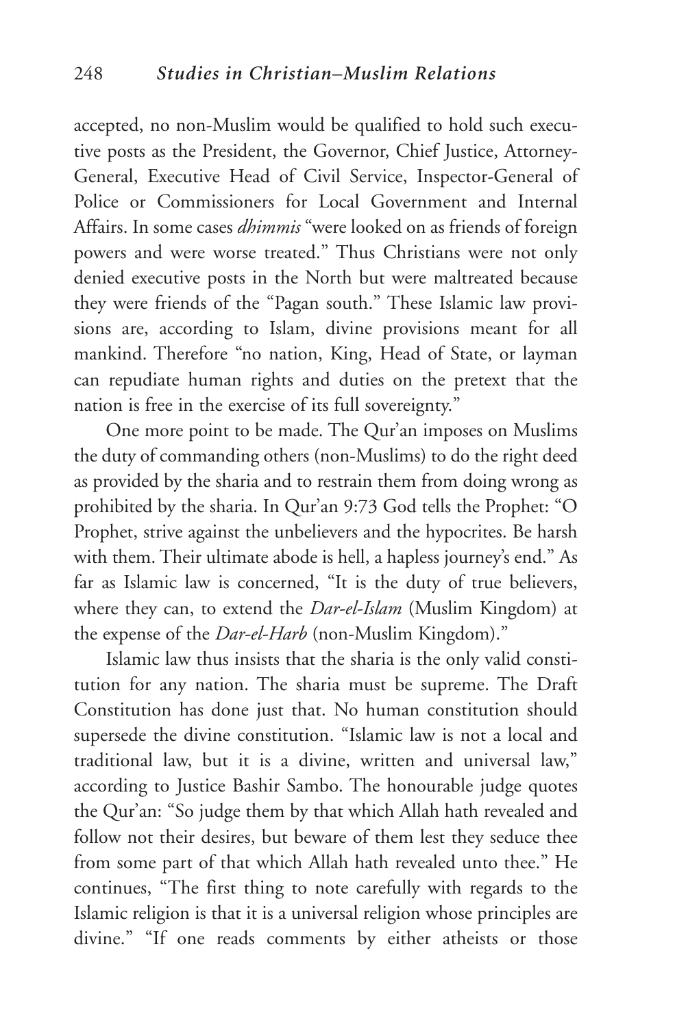accepted, no non-Muslim would be qualified to hold such executive posts as the President, the Governor, Chief Justice, Attorney-General, Executive Head of Civil Service, Inspector-General of Police or Commissioners for Local Government and Internal Affairs. In some cases *dhimmis* "were looked on as friends of foreign powers and were worse treated." Thus Christians were not only denied executive posts in the North but were maltreated because they were friends of the "Pagan south." These Islamic law provisions are, according to Islam, divine provisions meant for all mankind. Therefore "no nation, King, Head of State, or layman can repudiate human rights and duties on the pretext that the nation is free in the exercise of its full sovereignty."

One more point to be made. The Qur'an imposes on Muslims the duty of commanding others (non-Muslims) to do the right deed as provided by the sharia and to restrain them from doing wrong as prohibited by the sharia. In Qur'an 9:73 God tells the Prophet: "O Prophet, strive against the unbelievers and the hypocrites. Be harsh with them. Their ultimate abode is hell, a hapless journey's end." As far as Islamic law is concerned, "It is the duty of true believers, where they can, to extend the *Dar-el-Islam* (Muslim Kingdom) at the expense of the *Dar-el-Harb* (non-Muslim Kingdom)."

Islamic law thus insists that the sharia is the only valid constitution for any nation. The sharia must be supreme. The Draft Constitution has done just that. No human constitution should supersede the divine constitution. "Islamic law is not a local and traditional law, but it is a divine, written and universal law," according to Justice Bashir Sambo. The honourable judge quotes the Qur'an: "So judge them by that which Allah hath revealed and follow not their desires, but beware of them lest they seduce thee from some part of that which Allah hath revealed unto thee." He continues, "The first thing to note carefully with regards to the Islamic religion is that it is a universal religion whose principles are divine." "If one reads comments by either atheists or those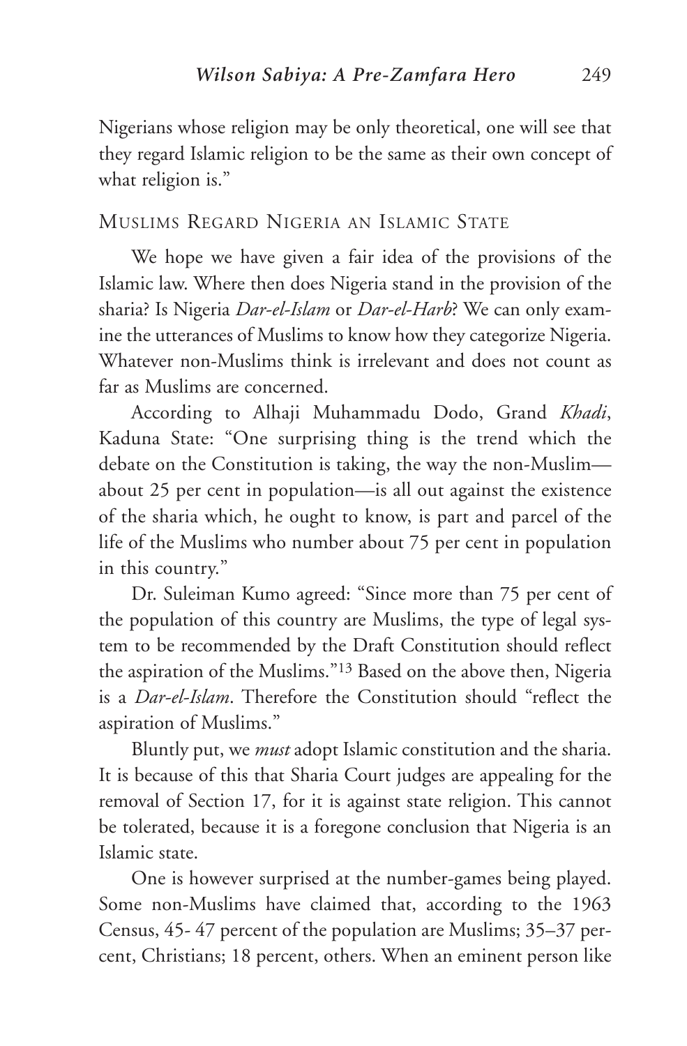Nigerians whose religion may be only theoretical, one will see that they regard Islamic religion to be the same as their own concept of what religion is."

## Muslims Regard Nigeria an Islamic State

We hope we have given a fair idea of the provisions of the Islamic law. Where then does Nigeria stand in the provision of the sharia? Is Nigeria *Dar-el-Islam* or *Dar-el-Harb*? We can only examine the utterances of Muslims to know how they categorize Nigeria. Whatever non-Muslims think is irrelevant and does not count as far as Muslims are concerned.

According to Alhaji Muhammadu Dodo, Grand *Khadi*, Kaduna State: "One surprising thing is the trend which the debate on the Constitution is taking, the way the non-Muslim—about 25 per cent in population—is all out against the existence of the sharia which, he ought to know, is part and parcel of the life of the Muslims who number about 75 per cent in population in this country."

Dr. Suleiman Kumo agreed: "Since more than 75 per cent of the population of this country are Muslims, the type of legal system to be recommended by the Draft Constitution should reflect the aspiration of the Muslims."[13] Based on the above then, Nigeria is a *Dar-el-Islam*. Therefore the Constitution should "reflect the aspiration of Muslims."

Bluntly put, we *must* adopt Islamic constitution and the sharia. It is because of this that Sharia Court judges are appealing for the removal of Section 17, for it is against state religion. This cannot be tolerated, because it is a foregone conclusion that Nigeria is an Islamic state.

One is however surprised at the number-games being played. Some non-Muslims have claimed that, according to the 1963 Census, 45- 47 percent of the population are Muslims; 35–37 percent, Christians; 18 percent, others. When an eminent person like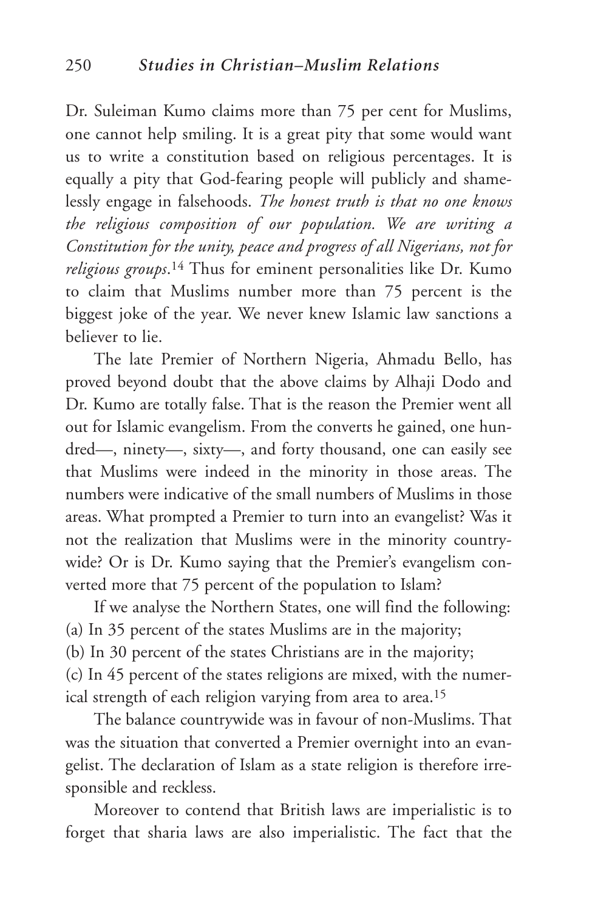Dr. Suleiman Kumo claims more than 75 per cent for Muslims, one cannot help smiling. It is a great pity that some would want us to write a constitution based on religious percentages. It is equally a pity that God-fearing people will publicly and shamelessly engage in falsehoods. *The honest truth is that no one knows the religious composition of our population. We are writing a Constitution for the unity, peace and progress of all Nigerians, not for religious groups*.[14] Thus for eminent personalities like Dr. Kumo to claim that Muslims number more than 75 percent is the biggest joke of the year. We never knew Islamic law sanctions a believer to lie.

The late Premier of Northern Nigeria, Ahmadu Bello, has proved beyond doubt that the above claims by Alhaji Dodo and Dr. Kumo are totally false. That is the reason the Premier went all out for Islamic evangelism. From the converts he gained, one hundred—, ninety—, sixty—, and forty thousand, one can easily see that Muslims were indeed in the minority in those areas. The numbers were indicative of the small numbers of Muslims in those areas. What prompted a Premier to turn into an evangelist? Was it not the realization that Muslims were in the minority countrywide? Or is Dr. Kumo saying that the Premier's evangelism converted more that 75 percent of the population to Islam?

If we analyse the Northern States, one will find the following:
(a) In 35 percent of the states Muslims are in the majority;
(b) In 30 percent of the states Christians are in the majority;
(c) In 45 percent of the states religions are mixed, with the numerical strength of each religion varying from area to area.[15]

The balance countrywide was in favour of non-Muslims. That was the situation that converted a Premier overnight into an evangelist. The declaration of Islam as a state religion is therefore irresponsible and reckless.

Moreover to contend that British laws are imperialistic is to forget that sharia laws are also imperialistic. The fact that the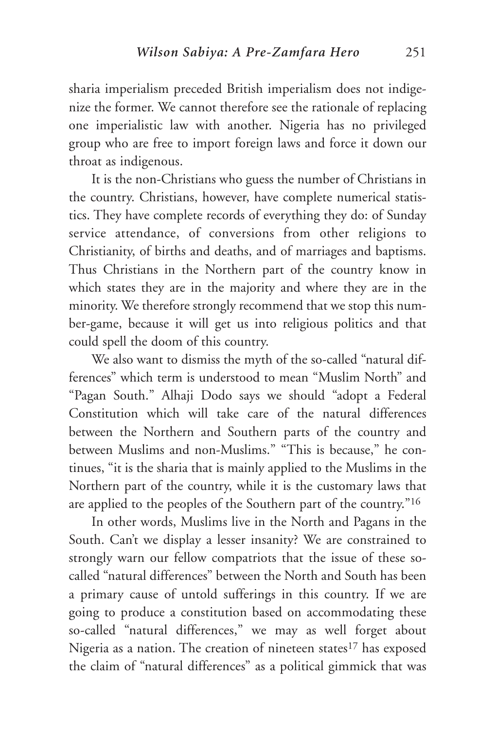sharia imperialism preceded British imperialism does not indigenize the former. We cannot therefore see the rationale of replacing one imperialistic law with another. Nigeria has no privileged group who are free to import foreign laws and force it down our throat as indigenous.

It is the non-Christians who guess the number of Christians in the country. Christians, however, have complete numerical statistics. They have complete records of everything they do: of Sunday service attendance, of conversions from other religions to Christianity, of births and deaths, and of marriages and baptisms. Thus Christians in the Northern part of the country know in which states they are in the majority and where they are in the minority. We therefore strongly recommend that we stop this number-game, because it will get us into religious politics and that could spell the doom of this country.

We also want to dismiss the myth of the so-called "natural differences" which term is understood to mean "Muslim North" and "Pagan South." Alhaji Dodo says we should "adopt a Federal Constitution which will take care of the natural differences between the Northern and Southern parts of the country and between Muslims and non-Muslims." "This is because," he continues, "it is the sharia that is mainly applied to the Muslims in the Northern part of the country, while it is the customary laws that are applied to the peoples of the Southern part of the country."[16]

In other words, Muslims live in the North and Pagans in the South. Can't we display a lesser insanity? We are constrained to strongly warn our fellow compatriots that the issue of these so-called "natural differences" between the North and South has been a primary cause of untold sufferings in this country. If we are going to produce a constitution based on accommodating these so-called "natural differences," we may as well forget about Nigeria as a nation. The creation of nineteen states[17] has exposed the claim of "natural differences" as a political gimmick that was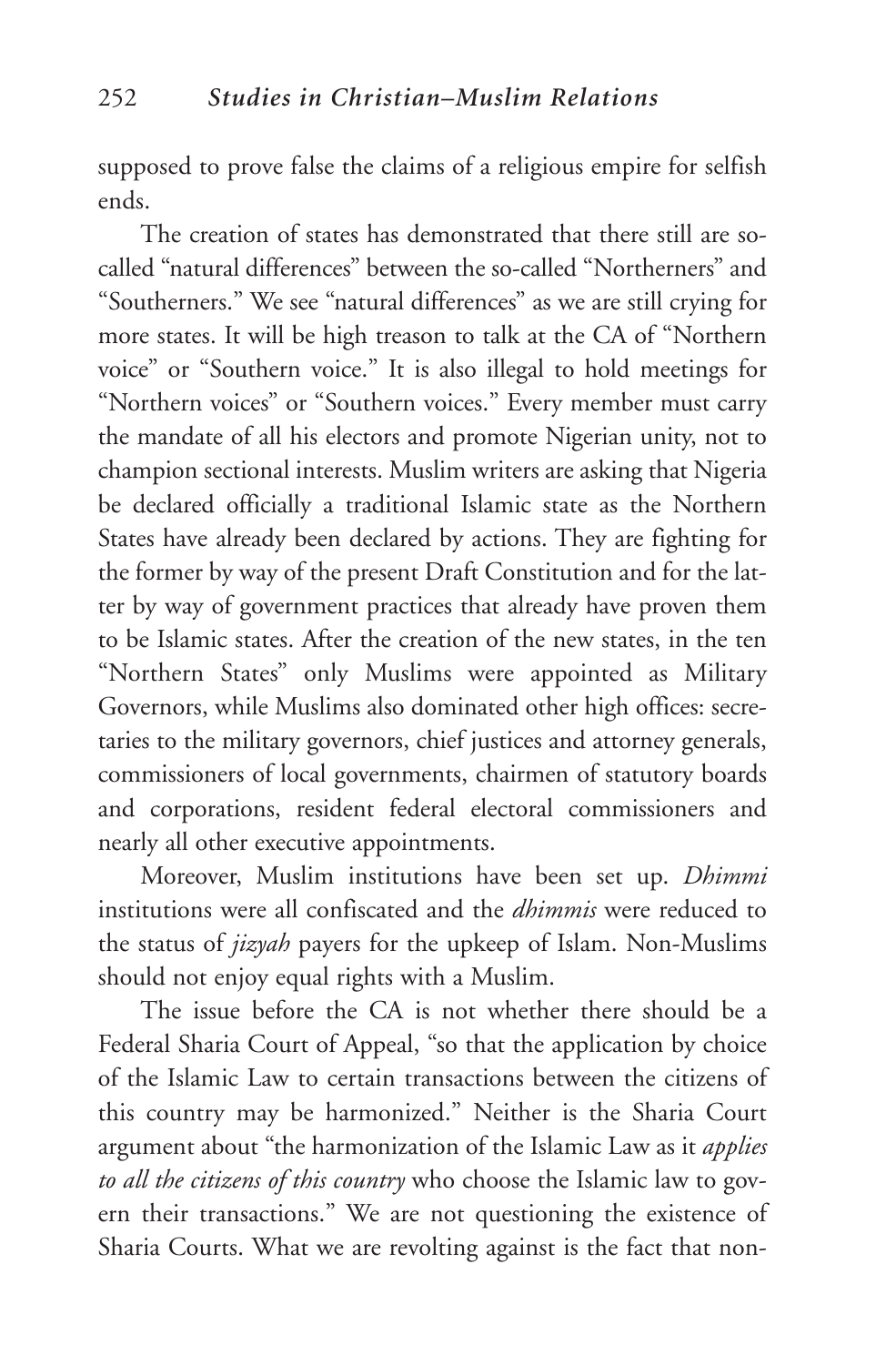supposed to prove false the claims of a religious empire for selfish ends.

The creation of states has demonstrated that there still are so-called "natural differences" between the so-called "Northerners" and "Southerners." We see "natural differences" as we are still crying for more states. It will be high treason to talk at the CA of "Northern voice" or "Southern voice." It is also illegal to hold meetings for "Northern voices" or "Southern voices." Every member must carry the mandate of all his electors and promote Nigerian unity, not to champion sectional interests. Muslim writers are asking that Nigeria be declared officially a traditional Islamic state as the Northern States have already been declared by actions. They are fighting for the former by way of the present Draft Constitution and for the latter by way of government practices that already have proven them to be Islamic states. After the creation of the new states, in the ten "Northern States" only Muslims were appointed as Military Governors, while Muslims also dominated other high offices: secretaries to the military governors, chief justices and attorney generals, commissioners of local governments, chairmen of statutory boards and corporations, resident federal electoral commissioners and nearly all other executive appointments.

Moreover, Muslim institutions have been set up. *Dhimmi* institutions were all confiscated and the *dhimmis* were reduced to the status of *jizyah* payers for the upkeep of Islam. Non-Muslims should not enjoy equal rights with a Muslim.

The issue before the CA is not whether there should be a Federal Sharia Court of Appeal, "so that the application by choice of the Islamic Law to certain transactions between the citizens of this country may be harmonized." Neither is the Sharia Court argument about "the harmonization of the Islamic Law as it *applies to all the citizens of this country* who choose the Islamic law to govern their transactions." We are not questioning the existence of Sharia Courts. What we are revolting against is the fact that non-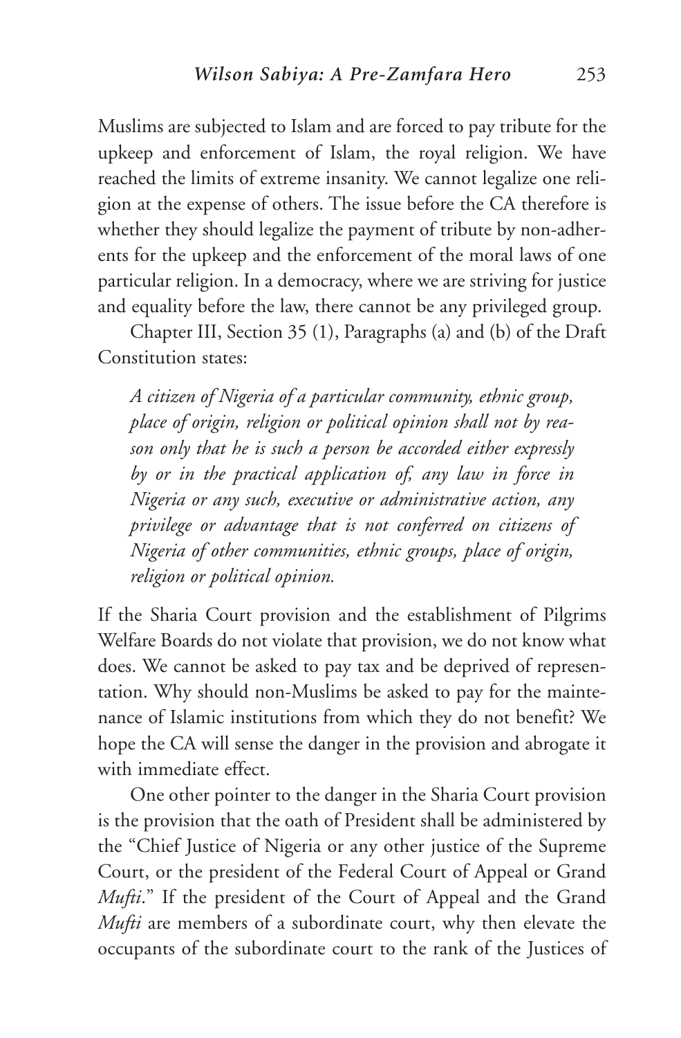Muslims are subjected to Islam and are forced to pay tribute for the upkeep and enforcement of Islam, the royal religion. We have reached the limits of extreme insanity. We cannot legalize one religion at the expense of others. The issue before the CA therefore is whether they should legalize the payment of tribute by non-adherents for the upkeep and the enforcement of the moral laws of one particular religion. In a democracy, where we are striving for justice and equality before the law, there cannot be any privileged group.

Chapter III, Section 35 (1), Paragraphs (a) and (b) of the Draft Constitution states:

> *A citizen of Nigeria of a particular community, ethnic group, place of origin, religion or political opinion shall not by reason only that he is such a person be accorded either expressly by or in the practical application of, any law in force in Nigeria or any such, executive or administrative action, any privilege or advantage that is not conferred on citizens of Nigeria of other communities, ethnic groups, place of origin, religion or political opinion.*

If the Sharia Court provision and the establishment of Pilgrims Welfare Boards do not violate that provision, we do not know what does. We cannot be asked to pay tax and be deprived of representation. Why should non-Muslims be asked to pay for the maintenance of Islamic institutions from which they do not benefit? We hope the CA will sense the danger in the provision and abrogate it with immediate effect.

One other pointer to the danger in the Sharia Court provision is the provision that the oath of President shall be administered by the "Chief Justice of Nigeria or any other justice of the Supreme Court, or the president of the Federal Court of Appeal or Grand *Mufti*." If the president of the Court of Appeal and the Grand *Mufti* are members of a subordinate court, why then elevate the occupants of the subordinate court to the rank of the Justices of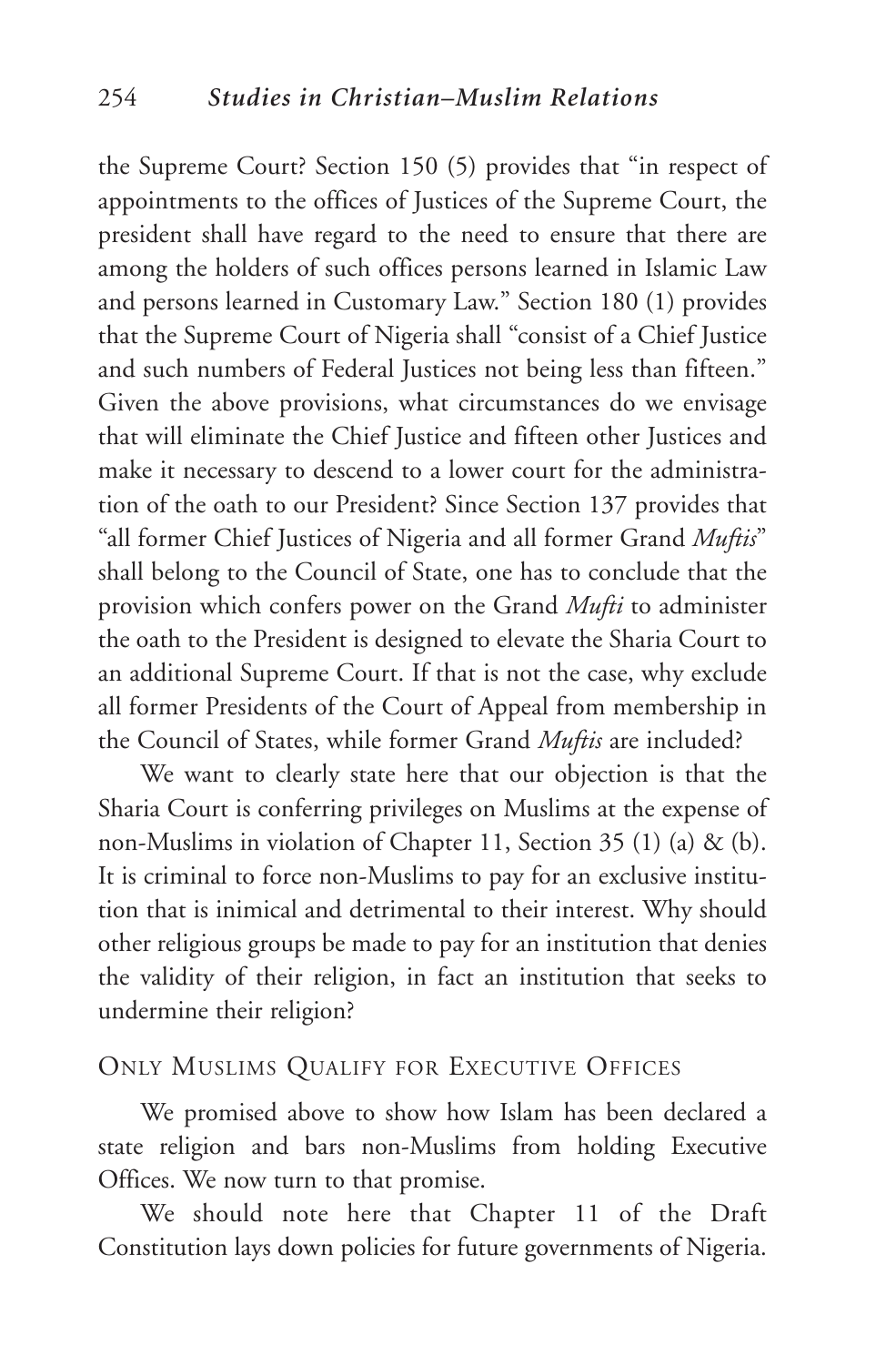the Supreme Court? Section 150 (5) provides that "in respect of appointments to the offices of Justices of the Supreme Court, the president shall have regard to the need to ensure that there are among the holders of such offices persons learned in Islamic Law and persons learned in Customary Law." Section 180 (1) provides that the Supreme Court of Nigeria shall "consist of a Chief Justice and such numbers of Federal Justices not being less than fifteen." Given the above provisions, what circumstances do we envisage that will eliminate the Chief Justice and fifteen other Justices and make it necessary to descend to a lower court for the administration of the oath to our President? Since Section 137 provides that "all former Chief Justices of Nigeria and all former Grand *Muftis*" shall belong to the Council of State, one has to conclude that the provision which confers power on the Grand *Mufti* to administer the oath to the President is designed to elevate the Sharia Court to an additional Supreme Court. If that is not the case, why exclude all former Presidents of the Court of Appeal from membership in the Council of States, while former Grand *Muftis* are included?

We want to clearly state here that our objection is that the Sharia Court is conferring privileges on Muslims at the expense of non-Muslims in violation of Chapter 11, Section 35 (1) (a) & (b). It is criminal to force non-Muslims to pay for an exclusive institution that is inimical and detrimental to their interest. Why should other religious groups be made to pay for an institution that denies the validity of their religion, in fact an institution that seeks to undermine their religion?

## Only Muslims Qualify for Executive Offices

We promised above to show how Islam has been declared a state religion and bars non-Muslims from holding Executive Offices. We now turn to that promise.

We should note here that Chapter 11 of the Draft Constitution lays down policies for future governments of Nigeria.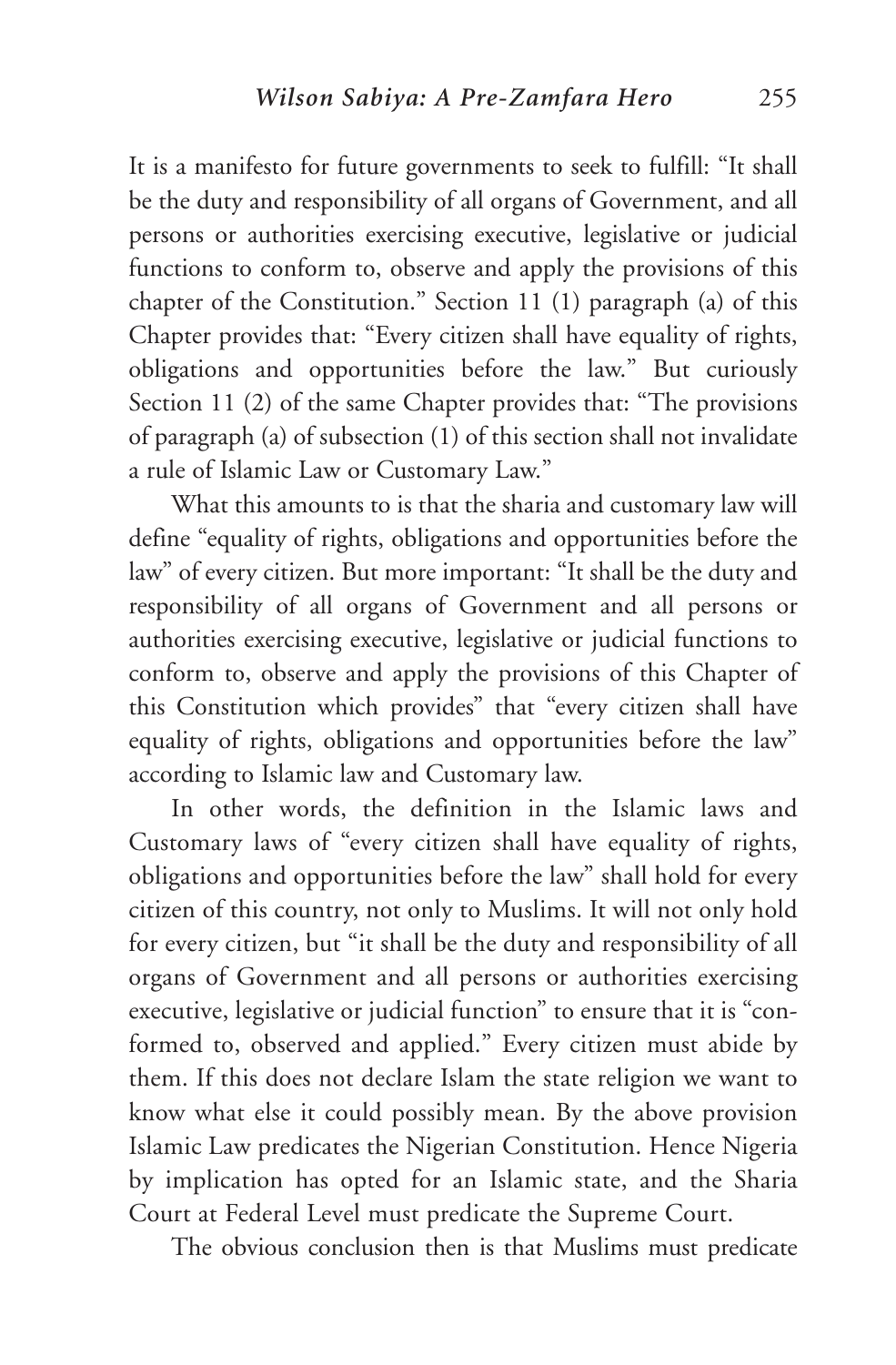It is a manifesto for future governments to seek to fulfill: "It shall be the duty and responsibility of all organs of Government, and all persons or authorities exercising executive, legislative or judicial functions to conform to, observe and apply the provisions of this chapter of the Constitution." Section 11 (1) paragraph (a) of this Chapter provides that: "Every citizen shall have equality of rights, obligations and opportunities before the law." But curiously Section 11 (2) of the same Chapter provides that: "The provisions of paragraph (a) of subsection (1) of this section shall not invalidate a rule of Islamic Law or Customary Law."

What this amounts to is that the sharia and customary law will define "equality of rights, obligations and opportunities before the law" of every citizen. But more important: "It shall be the duty and responsibility of all organs of Government and all persons or authorities exercising executive, legislative or judicial functions to conform to, observe and apply the provisions of this Chapter of this Constitution which provides" that "every citizen shall have equality of rights, obligations and opportunities before the law" according to Islamic law and Customary law.

In other words, the definition in the Islamic laws and Customary laws of "every citizen shall have equality of rights, obligations and opportunities before the law" shall hold for every citizen of this country, not only to Muslims. It will not only hold for every citizen, but "it shall be the duty and responsibility of all organs of Government and all persons or authorities exercising executive, legislative or judicial function" to ensure that it is "conformed to, observed and applied." Every citizen must abide by them. If this does not declare Islam the state religion we want to know what else it could possibly mean. By the above provision Islamic Law predicates the Nigerian Constitution. Hence Nigeria by implication has opted for an Islamic state, and the Sharia Court at Federal Level must predicate the Supreme Court.

The obvious conclusion then is that Muslims must predicate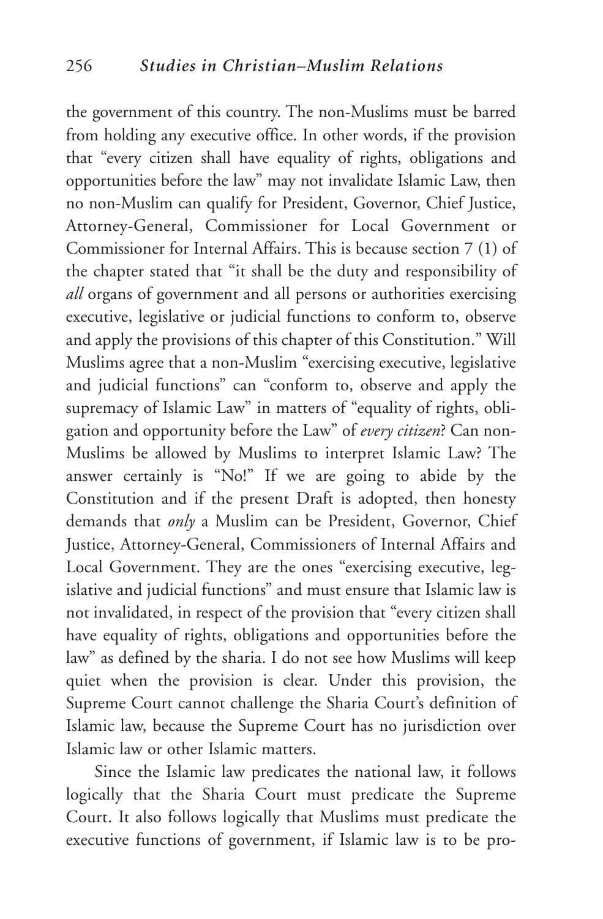the government of this country. The non-Muslims must be barred from holding any executive office. In other words, if the provision that "every citizen shall have equality of rights, obligations and opportunities before the law" may not invalidate Islamic Law, then no non-Muslim can qualify for President, Governor, Chief Justice, Attorney-General, Commissioner for Local Government or Commissioner for Internal Affairs. This is because section 7 (1) of the chapter stated that "it shall be the duty and responsibility of *all* organs of government and all persons or authorities exercising executive, legislative or judicial functions to conform to, observe and apply the provisions of this chapter of this Constitution." Will Muslims agree that a non-Muslim "exercising executive, legislative and judicial functions" can "conform to, observe and apply the supremacy of Islamic Law" in matters of "equality of rights, obligation and opportunity before the Law" of *every citizen*? Can non-Muslims be allowed by Muslims to interpret Islamic Law? The answer certainly is "No!" If we are going to abide by the Constitution and if the present Draft is adopted, then honesty demands that *only* a Muslim can be President, Governor, Chief Justice, Attorney-General, Commissioners of Internal Affairs and Local Government. They are the ones "exercising executive, legislative and judicial functions" and must ensure that Islamic law is not invalidated, in respect of the provision that "every citizen shall have equality of rights, obligations and opportunities before the law" as defined by the sharia. I do not see how Muslims will keep quiet when the provision is clear. Under this provision, the Supreme Court cannot challenge the Sharia Court's definition of Islamic law, because the Supreme Court has no jurisdiction over Islamic law or other Islamic matters.

Since the Islamic law predicates the national law, it follows logically that the Sharia Court must predicate the Supreme Court. It also follows logically that Muslims must predicate the executive functions of government, if Islamic law is to be pro-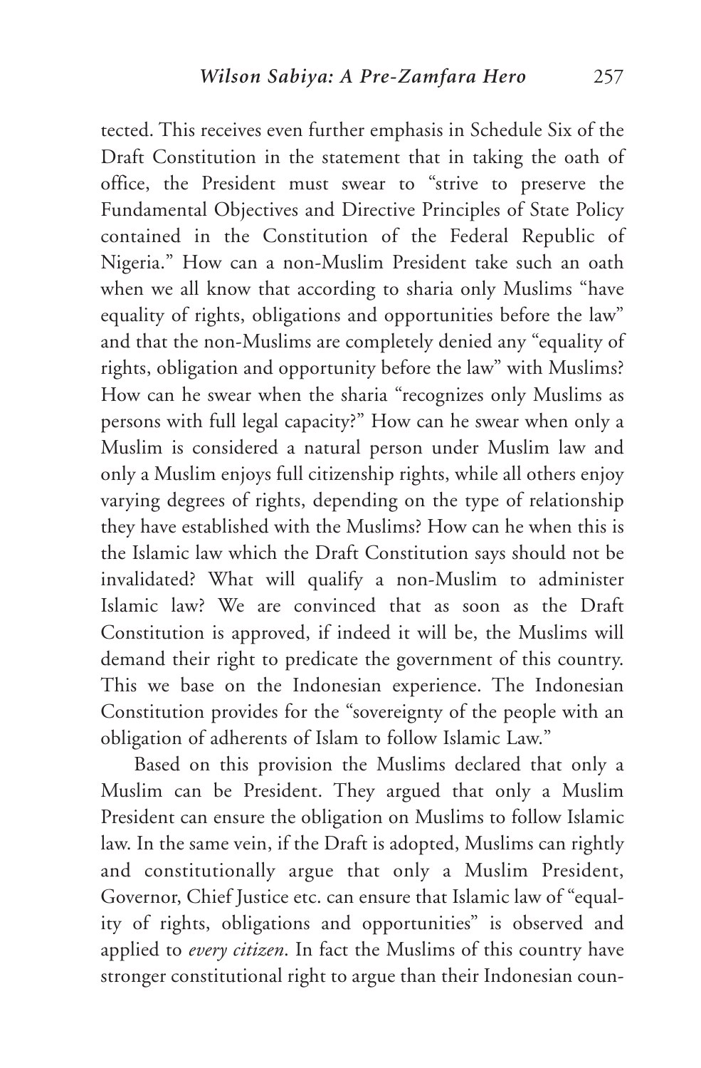tected. This receives even further emphasis in Schedule Six of the Draft Constitution in the statement that in taking the oath of office, the President must swear to "strive to preserve the Fundamental Objectives and Directive Principles of State Policy contained in the Constitution of the Federal Republic of Nigeria." How can a non-Muslim President take such an oath when we all know that according to sharia only Muslims "have equality of rights, obligations and opportunities before the law" and that the non-Muslims are completely denied any "equality of rights, obligation and opportunity before the law" with Muslims? How can he swear when the sharia "recognizes only Muslims as persons with full legal capacity?" How can he swear when only a Muslim is considered a natural person under Muslim law and only a Muslim enjoys full citizenship rights, while all others enjoy varying degrees of rights, depending on the type of relationship they have established with the Muslims? How can he when this is the Islamic law which the Draft Constitution says should not be invalidated? What will qualify a non-Muslim to administer Islamic law? We are convinced that as soon as the Draft Constitution is approved, if indeed it will be, the Muslims will demand their right to predicate the government of this country. This we base on the Indonesian experience. The Indonesian Constitution provides for the "sovereignty of the people with an obligation of adherents of Islam to follow Islamic Law."

Based on this provision the Muslims declared that only a Muslim can be President. They argued that only a Muslim President can ensure the obligation on Muslims to follow Islamic law. In the same vein, if the Draft is adopted, Muslims can rightly and constitutionally argue that only a Muslim President, Governor, Chief Justice etc. can ensure that Islamic law of "equality of rights, obligations and opportunities" is observed and applied to *every citizen*. In fact the Muslims of this country have stronger constitutional right to argue than their Indonesian coun-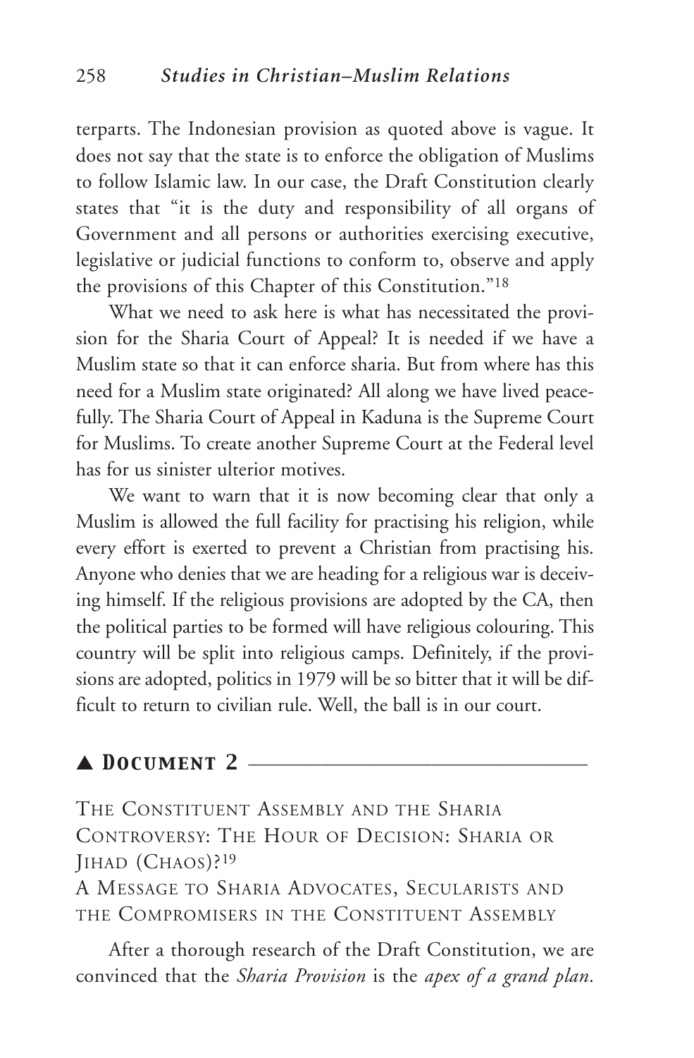terparts. The Indonesian provision as quoted above is vague. It does not say that the state is to enforce the obligation of Muslims to follow Islamic law. In our case, the Draft Constitution clearly states that "it is the duty and responsibility of all organs of Government and all persons or authorities exercising executive, legislative or judicial functions to conform to, observe and apply the provisions of this Chapter of this Constitution."[18]

What we need to ask here is what has necessitated the provision for the Sharia Court of Appeal? It is needed if we have a Muslim state so that it can enforce sharia. But from where has this need for a Muslim state originated? All along we have lived peacefully. The Sharia Court of Appeal in Kaduna is the Supreme Court for Muslims. To create another Supreme Court at the Federal level has for us sinister ulterior motives.

We want to warn that it is now becoming clear that only a Muslim is allowed the full facility for practising his religion, while every effort is exerted to prevent a Christian from practising his. Anyone who denies that we are heading for a religious war is deceiving himself. If the religious provisions are adopted by the CA, then the political parties to be formed will have religious colouring. This country will be split into religious camps. Definitely, if the provisions are adopted, politics in 1979 will be so bitter that it will be difficult to return to civilian rule. Well, the ball is in our court.

## ▲ Document 2

THE CONSTITUENT ASSEMBLY AND THE SHARIA CONTROVERSY: THE HOUR OF DECISION: SHARIA OR JIHAD (CHAOS)?[19]

A MESSAGE TO SHARIA ADVOCATES, SECULARISTS AND THE COMPROMISERS IN THE CONSTITUENT ASSEMBLY

After a thorough research of the Draft Constitution, we are convinced that the *Sharia Provision* is the *apex of a grand plan*.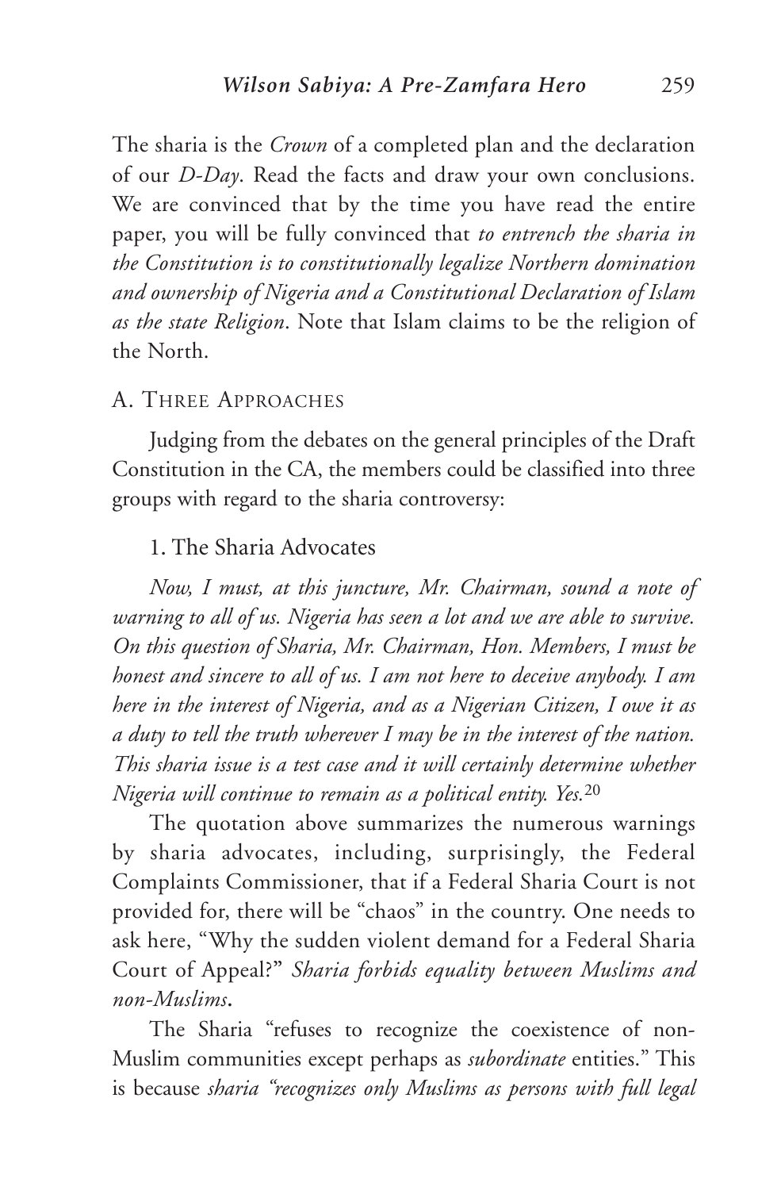The sharia is the *Crown* of a completed plan and the declaration of our *D-Day*. Read the facts and draw your own conclusions. We are convinced that by the time you have read the entire paper, you will be fully convinced that *to entrench the sharia in the Constitution is to constitutionally legalize Northern domination and ownership of Nigeria and a Constitutional Declaration of Islam as the state Religion*. Note that Islam claims to be the religion of the North.

## A. Three Approaches

Judging from the debates on the general principles of the Draft Constitution in the CA, the members could be classified into three groups with regard to the sharia controversy:

### 1. The Sharia Advocates

*Now, I must, at this juncture, Mr. Chairman, sound a note of warning to all of us. Nigeria has seen a lot and we are able to survive. On this question of Sharia, Mr. Chairman, Hon. Members, I must be honest and sincere to all of us. I am not here to deceive anybody. I am here in the interest of Nigeria, and as a Nigerian Citizen, I owe it as a duty to tell the truth wherever I may be in the interest of the nation. This sharia issue is a test case and it will certainly determine whether Nigeria will continue to remain as a political entity. Yes.*[20]

The quotation above summarizes the numerous warnings by sharia advocates, including, surprisingly, the Federal Complaints Commissioner, that if a Federal Sharia Court is not provided for, there will be "chaos" in the country. One needs to ask here, "Why the sudden violent demand for a Federal Sharia Court of Appeal?" *Sharia forbids equality between Muslims and non-Muslims***.**

The Sharia "refuses to recognize the coexistence of non-Muslim communities except perhaps as *subordinate* entities." This is because *sharia "recognizes only Muslims as persons with full legal*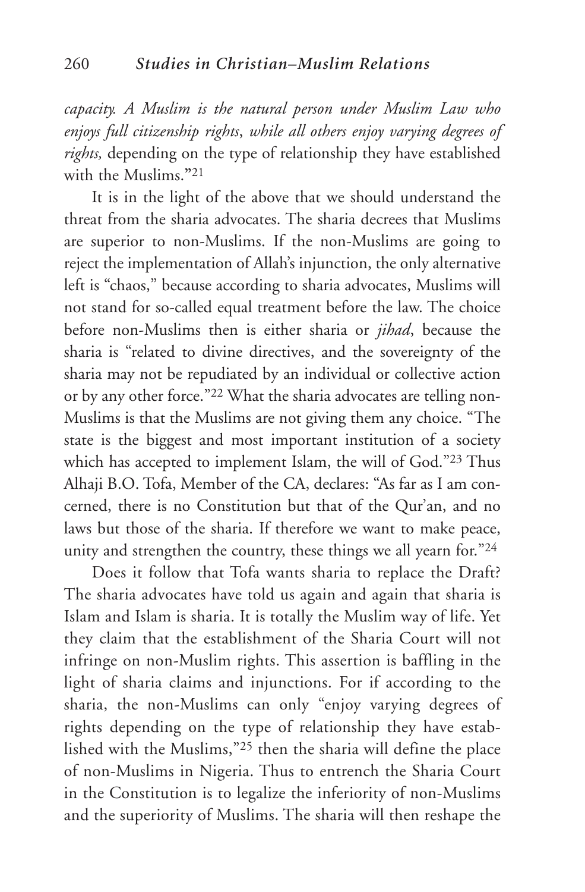*capacity. A Muslim is the natural person under Muslim Law who enjoys full citizenship rights, while all others enjoy varying degrees of rights,* depending on the type of relationship they have established with the Muslims."[21]

It is in the light of the above that we should understand the threat from the sharia advocates. The sharia decrees that Muslims are superior to non-Muslims. If the non-Muslims are going to reject the implementation of Allah's injunction, the only alternative left is "chaos," because according to sharia advocates, Muslims will not stand for so-called equal treatment before the law. The choice before non-Muslims then is either sharia or *jihad*, because the sharia is "related to divine directives, and the sovereignty of the sharia may not be repudiated by an individual or collective action or by any other force."[22] What the sharia advocates are telling non-Muslims is that the Muslims are not giving them any choice. "The state is the biggest and most important institution of a society which has accepted to implement Islam, the will of God."[23] Thus Alhaji B.O. Tofa, Member of the CA, declares: "As far as I am concerned, there is no Constitution but that of the Qur'an, and no laws but those of the sharia. If therefore we want to make peace, unity and strengthen the country, these things we all yearn for."[24]

Does it follow that Tofa wants sharia to replace the Draft? The sharia advocates have told us again and again that sharia is Islam and Islam is sharia. It is totally the Muslim way of life. Yet they claim that the establishment of the Sharia Court will not infringe on non-Muslim rights. This assertion is baffling in the light of sharia claims and injunctions. For if according to the sharia, the non-Muslims can only "enjoy varying degrees of rights depending on the type of relationship they have established with the Muslims,"[25] then the sharia will define the place of non-Muslims in Nigeria. Thus to entrench the Sharia Court in the Constitution is to legalize the inferiority of non-Muslims and the superiority of Muslims. The sharia will then reshape the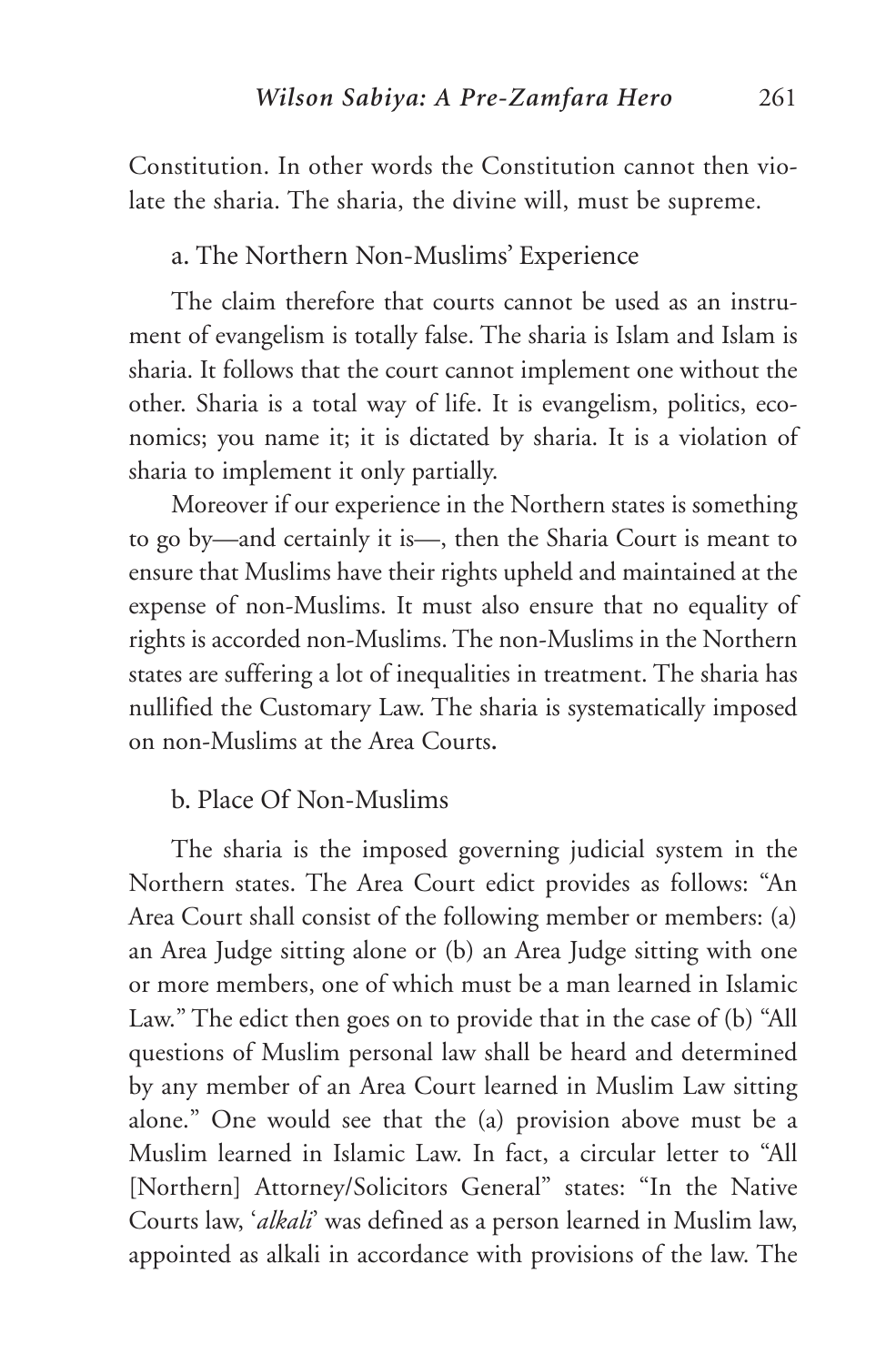Constitution. In other words the Constitution cannot then violate the sharia. The sharia, the divine will, must be supreme.

### a. The Northern Non-Muslims' Experience

The claim therefore that courts cannot be used as an instrument of evangelism is totally false. The sharia is Islam and Islam is sharia. It follows that the court cannot implement one without the other. Sharia is a total way of life. It is evangelism, politics, economics; you name it; it is dictated by sharia. It is a violation of sharia to implement it only partially.

Moreover if our experience in the Northern states is something to go by—and certainly it is—, then the Sharia Court is meant to ensure that Muslims have their rights upheld and maintained at the expense of non-Muslims. It must also ensure that no equality of rights is accorded non-Muslims. The non-Muslims in the Northern states are suffering a lot of inequalities in treatment. The sharia has nullified the Customary Law. The sharia is systematically imposed on non-Muslims at the Area Courts**.**

### b. Place Of Non-Muslims

The sharia is the imposed governing judicial system in the Northern states. The Area Court edict provides as follows: "An Area Court shall consist of the following member or members: (a) an Area Judge sitting alone or (b) an Area Judge sitting with one or more members, one of which must be a man learned in Islamic Law." The edict then goes on to provide that in the case of (b) "All questions of Muslim personal law shall be heard and determined by any member of an Area Court learned in Muslim Law sitting alone." One would see that the (a) provision above must be a Muslim learned in Islamic Law. In fact, a circular letter to "All [Northern] Attorney/Solicitors General" states: "In the Native Courts law, '*alkali*' was defined as a person learned in Muslim law, appointed as alkali in accordance with provisions of the law. The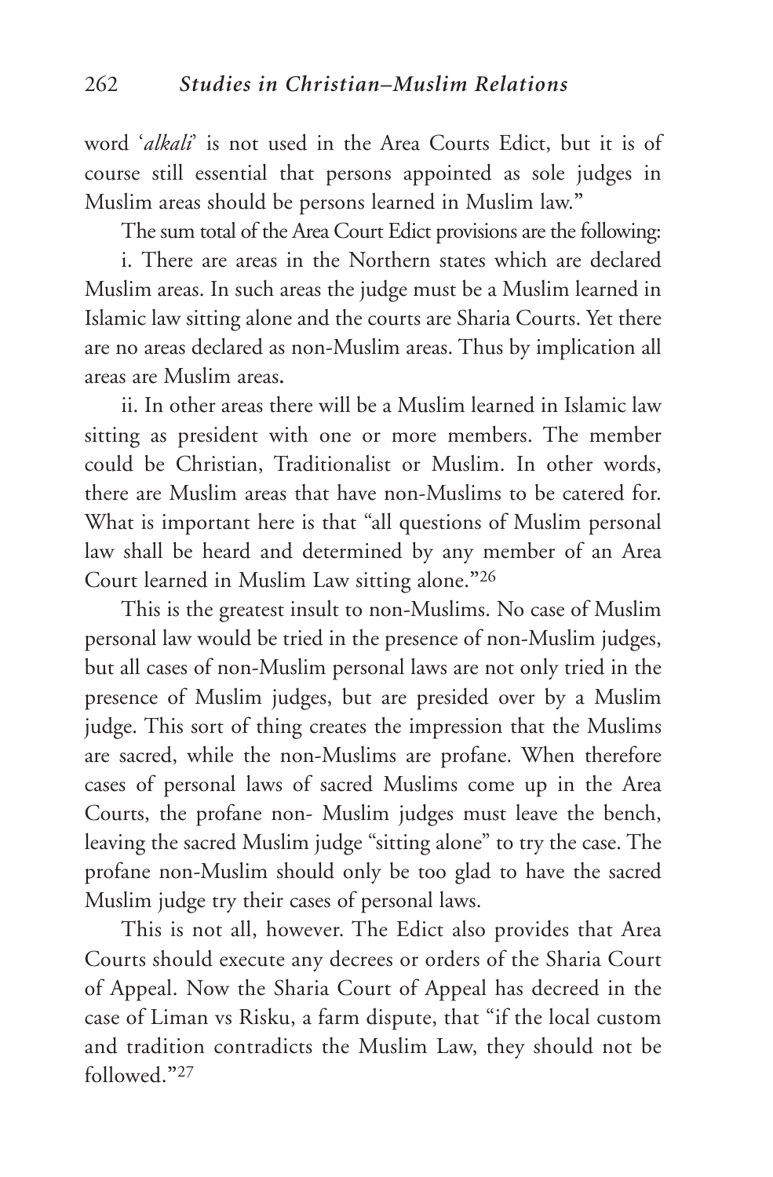word '*alkali*' is not used in the Area Courts Edict, but it is of course still essential that persons appointed as sole judges in Muslim areas should be persons learned in Muslim law."

The sum total of the Area Court Edict provisions are the following:

i. There are areas in the Northern states which are declared Muslim areas. In such areas the judge must be a Muslim learned in Islamic law sitting alone and the courts are Sharia Courts. Yet there are no areas declared as non-Muslim areas. Thus by implication all areas are Muslim areas**.**

ii. In other areas there will be a Muslim learned in Islamic law sitting as president with one or more members. The member could be Christian, Traditionalist or Muslim. In other words, there are Muslim areas that have non-Muslims to be catered for. What is important here is that "all questions of Muslim personal law shall be heard and determined by any member of an Area Court learned in Muslim Law sitting alone."[26]

This is the greatest insult to non-Muslims. No case of Muslim personal law would be tried in the presence of non-Muslim judges, but all cases of non-Muslim personal laws are not only tried in the presence of Muslim judges, but are presided over by a Muslim judge. This sort of thing creates the impression that the Muslims are sacred, while the non-Muslims are profane. When therefore cases of personal laws of sacred Muslims come up in the Area Courts, the profane non- Muslim judges must leave the bench, leaving the sacred Muslim judge "sitting alone" to try the case. The profane non-Muslim should only be too glad to have the sacred Muslim judge try their cases of personal laws.

This is not all, however. The Edict also provides that Area Courts should execute any decrees or orders of the Sharia Court of Appeal. Now the Sharia Court of Appeal has decreed in the case of Liman vs Risku, a farm dispute, that "if the local custom and tradition contradicts the Muslim Law, they should not be followed."[27]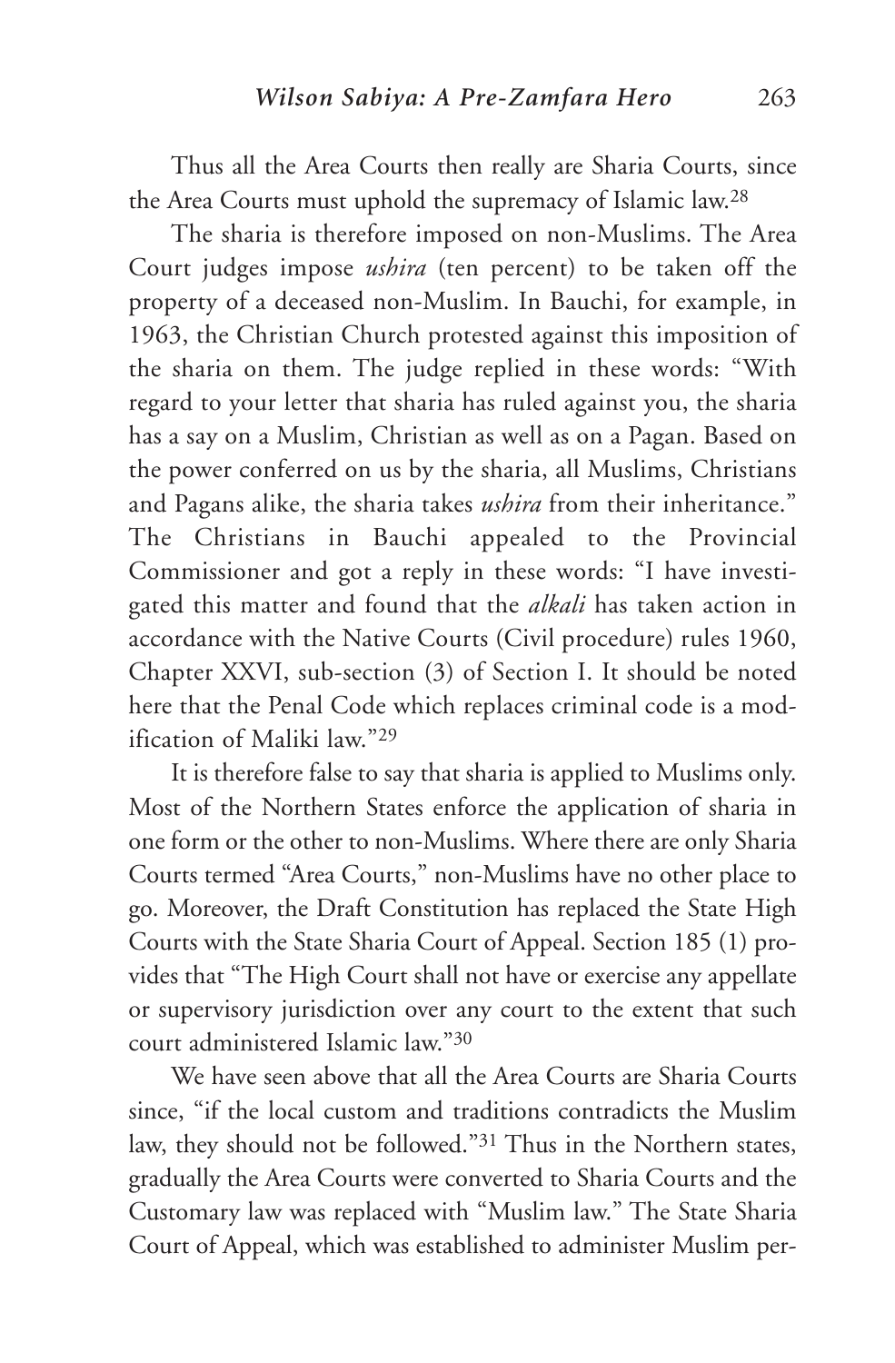Thus all the Area Courts then really are Sharia Courts, since the Area Courts must uphold the supremacy of Islamic law.[28]

The sharia is therefore imposed on non-Muslims. The Area Court judges impose *ushira* (ten percent) to be taken off the property of a deceased non-Muslim. In Bauchi, for example, in 1963, the Christian Church protested against this imposition of the sharia on them. The judge replied in these words: "With regard to your letter that sharia has ruled against you, the sharia has a say on a Muslim, Christian as well as on a Pagan. Based on the power conferred on us by the sharia, all Muslims, Christians and Pagans alike, the sharia takes *ushira* from their inheritance." The Christians in Bauchi appealed to the Provincial Commissioner and got a reply in these words: "I have investigated this matter and found that the *alkali* has taken action in accordance with the Native Courts (Civil procedure) rules 1960, Chapter XXVI, sub-section (3) of Section I. It should be noted here that the Penal Code which replaces criminal code is a modification of Maliki law."[29]

It is therefore false to say that sharia is applied to Muslims only. Most of the Northern States enforce the application of sharia in one form or the other to non-Muslims. Where there are only Sharia Courts termed "Area Courts," non-Muslims have no other place to go. Moreover, the Draft Constitution has replaced the State High Courts with the State Sharia Court of Appeal. Section 185 (1) provides that "The High Court shall not have or exercise any appellate or supervisory jurisdiction over any court to the extent that such court administered Islamic law."[30]

We have seen above that all the Area Courts are Sharia Courts since, "if the local custom and traditions contradicts the Muslim law, they should not be followed."[31] Thus in the Northern states, gradually the Area Courts were converted to Sharia Courts and the Customary law was replaced with "Muslim law." The State Sharia Court of Appeal, which was established to administer Muslim per-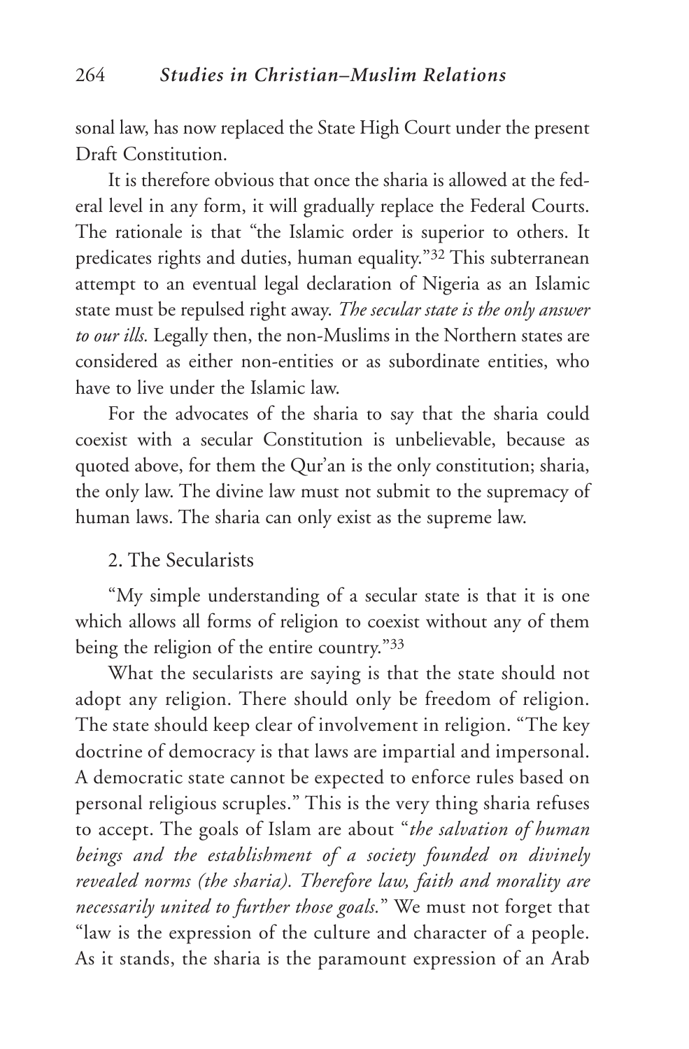sonal law, has now replaced the State High Court under the present Draft Constitution.

It is therefore obvious that once the sharia is allowed at the federal level in any form, it will gradually replace the Federal Courts. The rationale is that "the Islamic order is superior to others. It predicates rights and duties, human equality."[32] This subterranean attempt to an eventual legal declaration of Nigeria as an Islamic state must be repulsed right away. *The secular state is the only answer to our ills.* Legally then, the non-Muslims in the Northern states are considered as either non-entities or as subordinate entities, who have to live under the Islamic law.

For the advocates of the sharia to say that the sharia could coexist with a secular Constitution is unbelievable, because as quoted above, for them the Qur'an is the only constitution; sharia, the only law. The divine law must not submit to the supremacy of human laws. The sharia can only exist as the supreme law.

## 2. The Secularists

"My simple understanding of a secular state is that it is one which allows all forms of religion to coexist without any of them being the religion of the entire country."[33]

What the secularists are saying is that the state should not adopt any religion. There should only be freedom of religion. The state should keep clear of involvement in religion. "The key doctrine of democracy is that laws are impartial and impersonal. A democratic state cannot be expected to enforce rules based on personal religious scruples." This is the very thing sharia refuses to accept. The goals of Islam are about "*the salvation of human beings and the establishment of a society founded on divinely revealed norms (the sharia). Therefore law, faith and morality are necessarily united to further those goals.*" We must not forget that "law is the expression of the culture and character of a people. As it stands, the sharia is the paramount expression of an Arab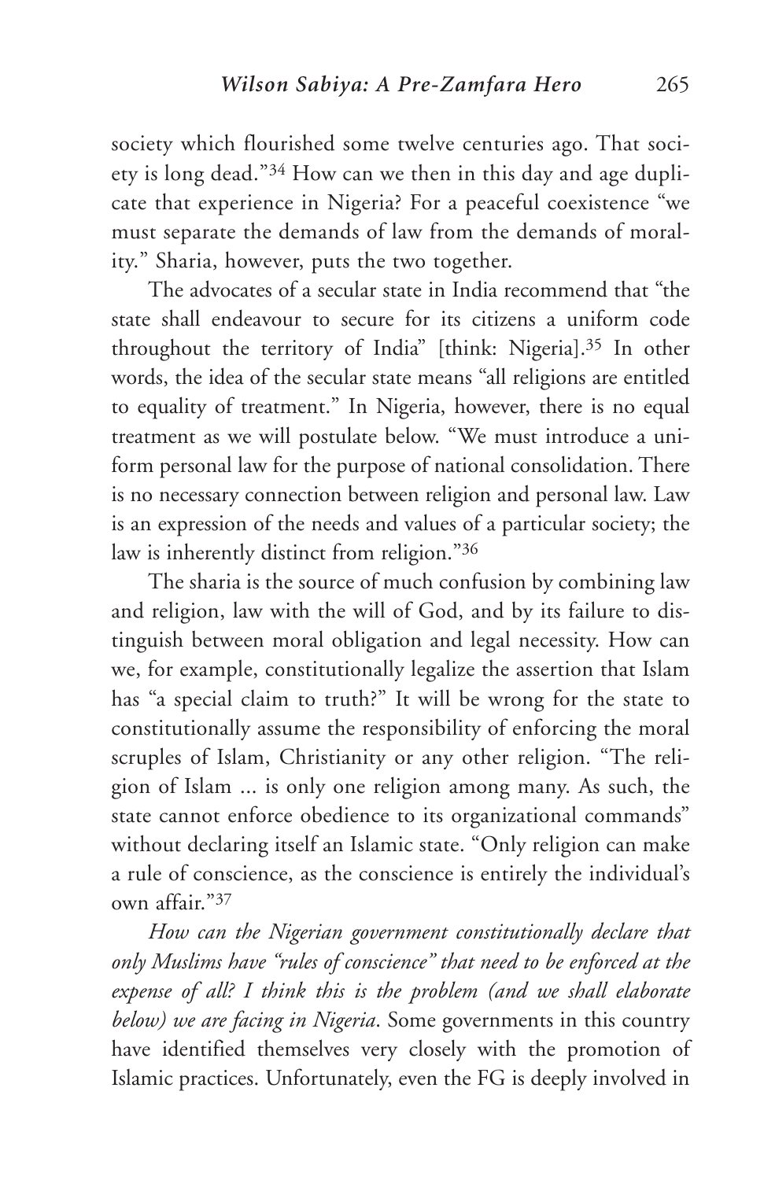society which flourished some twelve centuries ago. That society is long dead."[34] How can we then in this day and age duplicate that experience in Nigeria? For a peaceful coexistence "we must separate the demands of law from the demands of morality." Sharia, however, puts the two together.

The advocates of a secular state in India recommend that "the state shall endeavour to secure for its citizens a uniform code throughout the territory of India" [think: Nigeria].[35] In other words, the idea of the secular state means "all religions are entitled to equality of treatment." In Nigeria, however, there is no equal treatment as we will postulate below. "We must introduce a uniform personal law for the purpose of national consolidation. There is no necessary connection between religion and personal law. Law is an expression of the needs and values of a particular society; the law is inherently distinct from religion."[36]

The sharia is the source of much confusion by combining law and religion, law with the will of God, and by its failure to distinguish between moral obligation and legal necessity. How can we, for example, constitutionally legalize the assertion that Islam has "a special claim to truth?" It will be wrong for the state to constitutionally assume the responsibility of enforcing the moral scruples of Islam, Christianity or any other religion. "The religion of Islam ... is only one religion among many. As such, the state cannot enforce obedience to its organizational commands" without declaring itself an Islamic state. "Only religion can make a rule of conscience, as the conscience is entirely the individual's own affair."[37]

*How can the Nigerian government constitutionally declare that only Muslims have "rules of conscience" that need to be enforced at the expense of all? I think this is the problem (and we shall elaborate below) we are facing in Nigeria*. Some governments in this country have identified themselves very closely with the promotion of Islamic practices. Unfortunately, even the FG is deeply involved in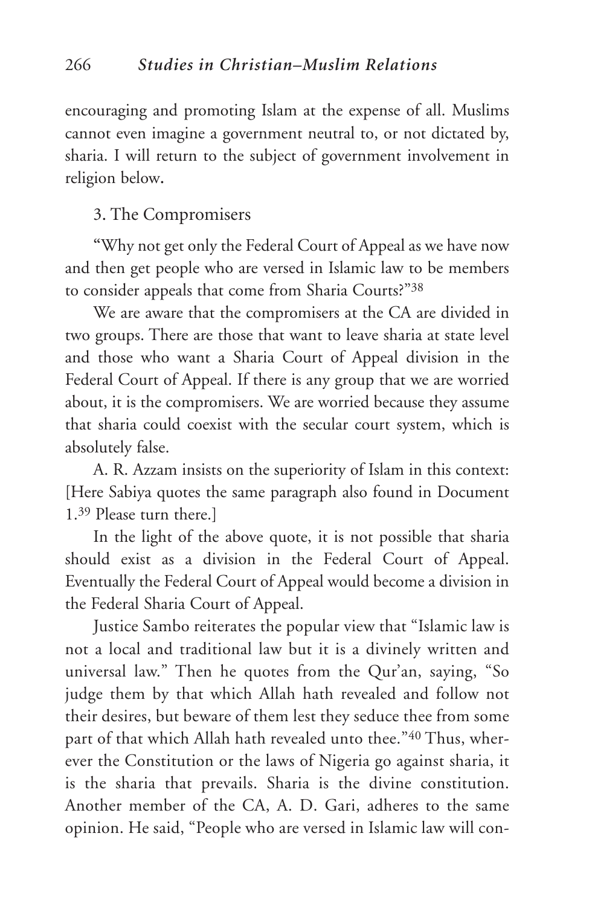encouraging and promoting Islam at the expense of all. Muslims cannot even imagine a government neutral to, or not dictated by, sharia. I will return to the subject of government involvement in religion below.

### 3. The Compromisers

"Why not get only the Federal Court of Appeal as we have now and then get people who are versed in Islamic law to be members to consider appeals that come from Sharia Courts?"[38]

We are aware that the compromisers at the CA are divided in two groups. There are those that want to leave sharia at state level and those who want a Sharia Court of Appeal division in the Federal Court of Appeal. If there is any group that we are worried about, it is the compromisers. We are worried because they assume that sharia could coexist with the secular court system, which is absolutely false.

A. R. Azzam insists on the superiority of Islam in this context: [Here Sabiya quotes the same paragraph also found in Document 1.[39] Please turn there.]

In the light of the above quote, it is not possible that sharia should exist as a division in the Federal Court of Appeal. Eventually the Federal Court of Appeal would become a division in the Federal Sharia Court of Appeal.

Justice Sambo reiterates the popular view that "Islamic law is not a local and traditional law but it is a divinely written and universal law." Then he quotes from the Qur'an, saying, "So judge them by that which Allah hath revealed and follow not their desires, but beware of them lest they seduce thee from some part of that which Allah hath revealed unto thee."[40] Thus, wherever the Constitution or the laws of Nigeria go against sharia, it is the sharia that prevails. Sharia is the divine constitution. Another member of the CA, A. D. Gari, adheres to the same opinion. He said, "People who are versed in Islamic law will con-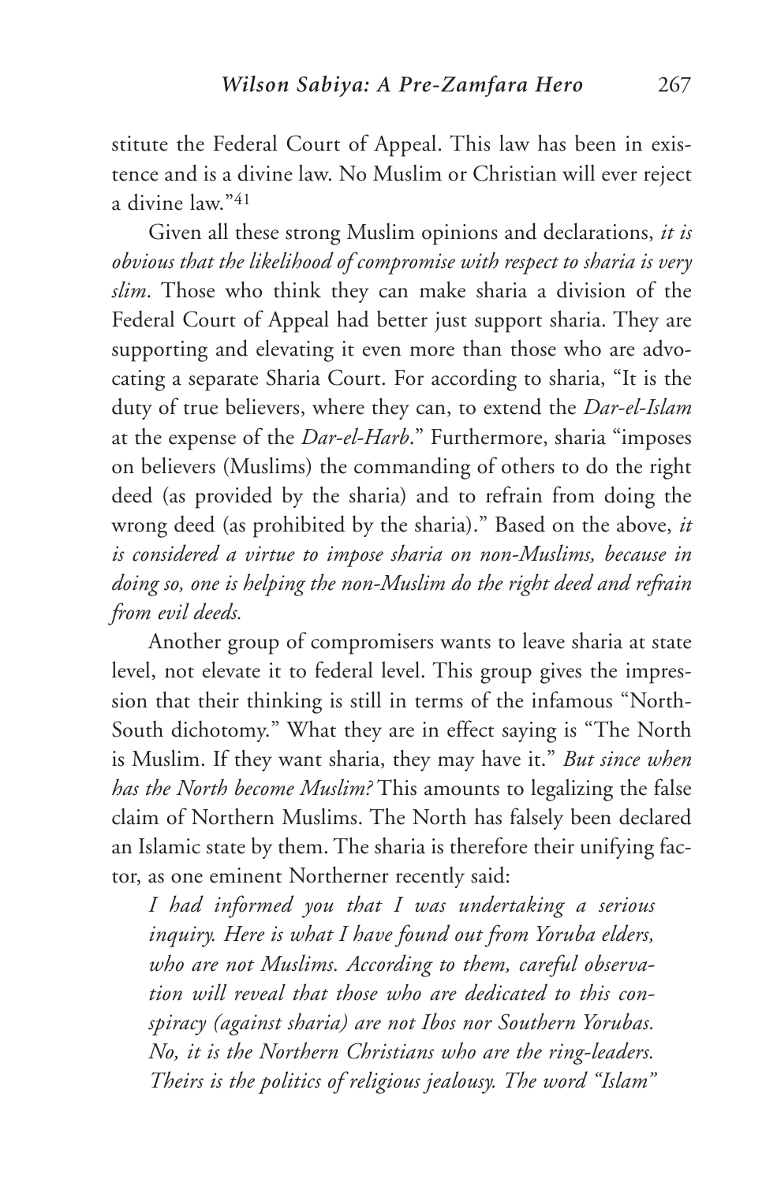stitute the Federal Court of Appeal. This law has been in existence and is a divine law. No Muslim or Christian will ever reject a divine law."[41]

Given all these strong Muslim opinions and declarations, *it is obvious that the likelihood of compromise with respect to sharia is very slim*. Those who think they can make sharia a division of the Federal Court of Appeal had better just support sharia. They are supporting and elevating it even more than those who are advocating a separate Sharia Court. For according to sharia, "It is the duty of true believers, where they can, to extend the *Dar-el-Islam* at the expense of the *Dar-el-Harb*." Furthermore, sharia "imposes on believers (Muslims) the commanding of others to do the right deed (as provided by the sharia) and to refrain from doing the wrong deed (as prohibited by the sharia)." Based on the above, *it is considered a virtue to impose sharia on non-Muslims, because in doing so, one is helping the non-Muslim do the right deed and refrain from evil deeds.*

Another group of compromisers wants to leave sharia at state level, not elevate it to federal level. This group gives the impression that their thinking is still in terms of the infamous "North-South dichotomy." What they are in effect saying is "The North is Muslim. If they want sharia, they may have it." *But since when has the North become Muslim?* This amounts to legalizing the false claim of Northern Muslims. The North has falsely been declared an Islamic state by them. The sharia is therefore their unifying factor, as one eminent Northerner recently said:

> *I had informed you that I was undertaking a serious inquiry. Here is what I have found out from Yoruba elders, who are not Muslims. According to them, careful observation will reveal that those who are dedicated to this conspiracy (against sharia) are not Ibos nor Southern Yorubas. No, it is the Northern Christians who are the ring-leaders. Theirs is the politics of religious jealousy. The word "Islam"*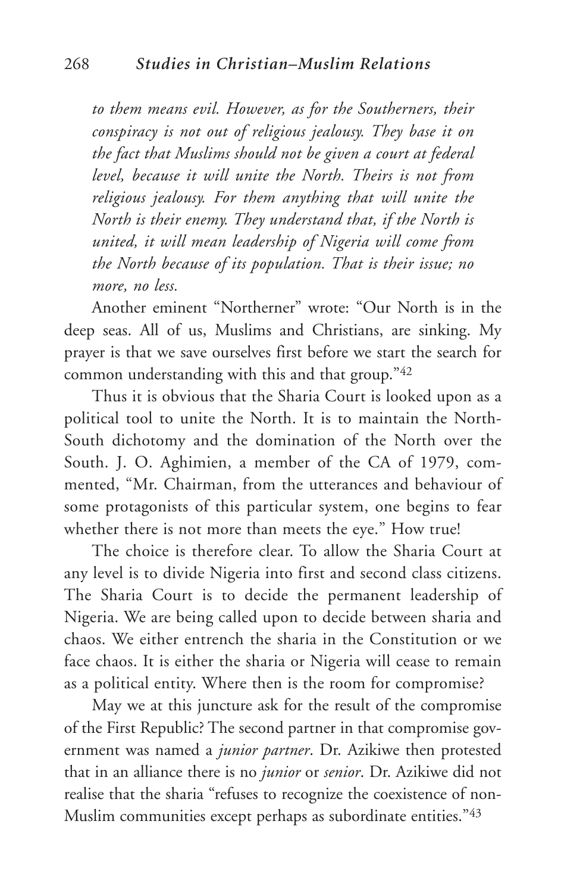*to them means evil. However, as for the Southerners, their conspiracy is not out of religious jealousy. They base it on the fact that Muslims should not be given a court at federal level, because it will unite the North. Theirs is not from religious jealousy. For them anything that will unite the North is their enemy. They understand that, if the North is united, it will mean leadership of Nigeria will come from the North because of its population. That is their issue; no more, no less.*

Another eminent "Northerner" wrote: "Our North is in the deep seas. All of us, Muslims and Christians, are sinking. My prayer is that we save ourselves first before we start the search for common understanding with this and that group."[42]

Thus it is obvious that the Sharia Court is looked upon as a political tool to unite the North. It is to maintain the North-South dichotomy and the domination of the North over the South. J. O. Aghimien, a member of the CA of 1979, commented, "Mr. Chairman, from the utterances and behaviour of some protagonists of this particular system, one begins to fear whether there is not more than meets the eye." How true!

The choice is therefore clear. To allow the Sharia Court at any level is to divide Nigeria into first and second class citizens. The Sharia Court is to decide the permanent leadership of Nigeria. We are being called upon to decide between sharia and chaos. We either entrench the sharia in the Constitution or we face chaos. It is either the sharia or Nigeria will cease to remain as a political entity. Where then is the room for compromise?

May we at this juncture ask for the result of the compromise of the First Republic? The second partner in that compromise government was named a *junior partner*. Dr. Azikiwe then protested that in an alliance there is no *junior* or *senior*. Dr. Azikiwe did not realise that the sharia "refuses to recognize the coexistence of non-Muslim communities except perhaps as subordinate entities."[43]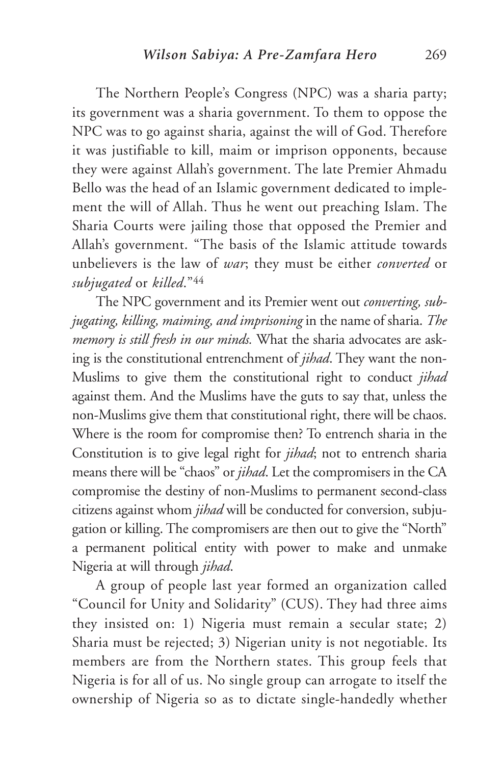The Northern People's Congress (NPC) was a sharia party; its government was a sharia government. To them to oppose the NPC was to go against sharia, against the will of God. Therefore it was justifiable to kill, maim or imprison opponents, because they were against Allah's government. The late Premier Ahmadu Bello was the head of an Islamic government dedicated to implement the will of Allah. Thus he went out preaching Islam. The Sharia Courts were jailing those that opposed the Premier and Allah's government. "The basis of the Islamic attitude towards unbelievers is the law of *war*; they must be either *converted* or *subjugated* or *killed*."[44]

The NPC government and its Premier went out *converting, subjugating, killing, maiming, and imprisoning* in the name of sharia. *The memory is still fresh in our minds.* What the sharia advocates are asking is the constitutional entrenchment of *jihad*. They want the non-Muslims to give them the constitutional right to conduct *jihad* against them. And the Muslims have the guts to say that, unless the non-Muslims give them that constitutional right, there will be chaos. Where is the room for compromise then? To entrench sharia in the Constitution is to give legal right for *jihad*; not to entrench sharia means there will be "chaos" or *jihad*. Let the compromisers in the CA compromise the destiny of non-Muslims to permanent second-class citizens against whom *jihad* will be conducted for conversion, subjugation or killing. The compromisers are then out to give the "North" a permanent political entity with power to make and unmake Nigeria at will through *jihad*.

A group of people last year formed an organization called "Council for Unity and Solidarity" (CUS). They had three aims they insisted on: 1) Nigeria must remain a secular state; 2) Sharia must be rejected; 3) Nigerian unity is not negotiable. Its members are from the Northern states. This group feels that Nigeria is for all of us. No single group can arrogate to itself the ownership of Nigeria so as to dictate single-handedly whether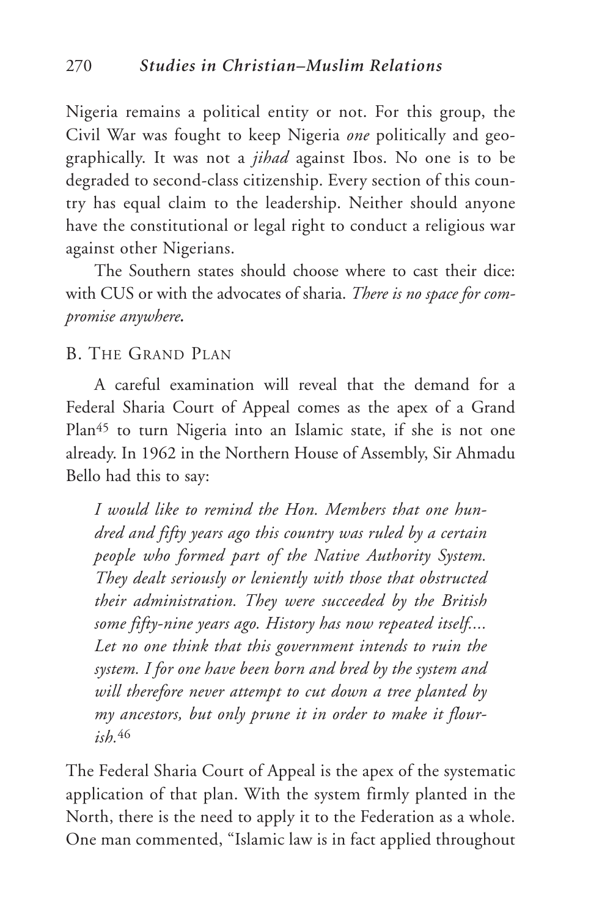Nigeria remains a political entity or not. For this group, the Civil War was fought to keep Nigeria *one* politically and geographically. It was not a *jihad* against Ibos. No one is to be degraded to second-class citizenship. Every section of this country has equal claim to the leadership. Neither should anyone have the constitutional or legal right to conduct a religious war against other Nigerians.

The Southern states should choose where to cast their dice: with CUS or with the advocates of sharia. ***There is no space for compromise anywhere.***

### B. The Grand Plan

A careful examination will reveal that the demand for a Federal Sharia Court of Appeal comes as the apex of a Grand Plan[45] to turn Nigeria into an Islamic state, if she is not one already. In 1962 in the Northern House of Assembly, Sir Ahmadu Bello had this to say:

> *I would like to remind the Hon. Members that one hundred and fifty years ago this country was ruled by a certain people who formed part of the Native Authority System. They dealt seriously or leniently with those that obstructed their administration. They were succeeded by the British some fifty-nine years ago. History has now repeated itself.... Let no one think that this government intends to ruin the system. I for one have been born and bred by the system and will therefore never attempt to cut down a tree planted by my ancestors, but only prune it in order to make it flourish.*[46]

The Federal Sharia Court of Appeal is the apex of the systematic application of that plan. With the system firmly planted in the North, there is the need to apply it to the Federation as a whole. One man commented, "Islamic law is in fact applied throughout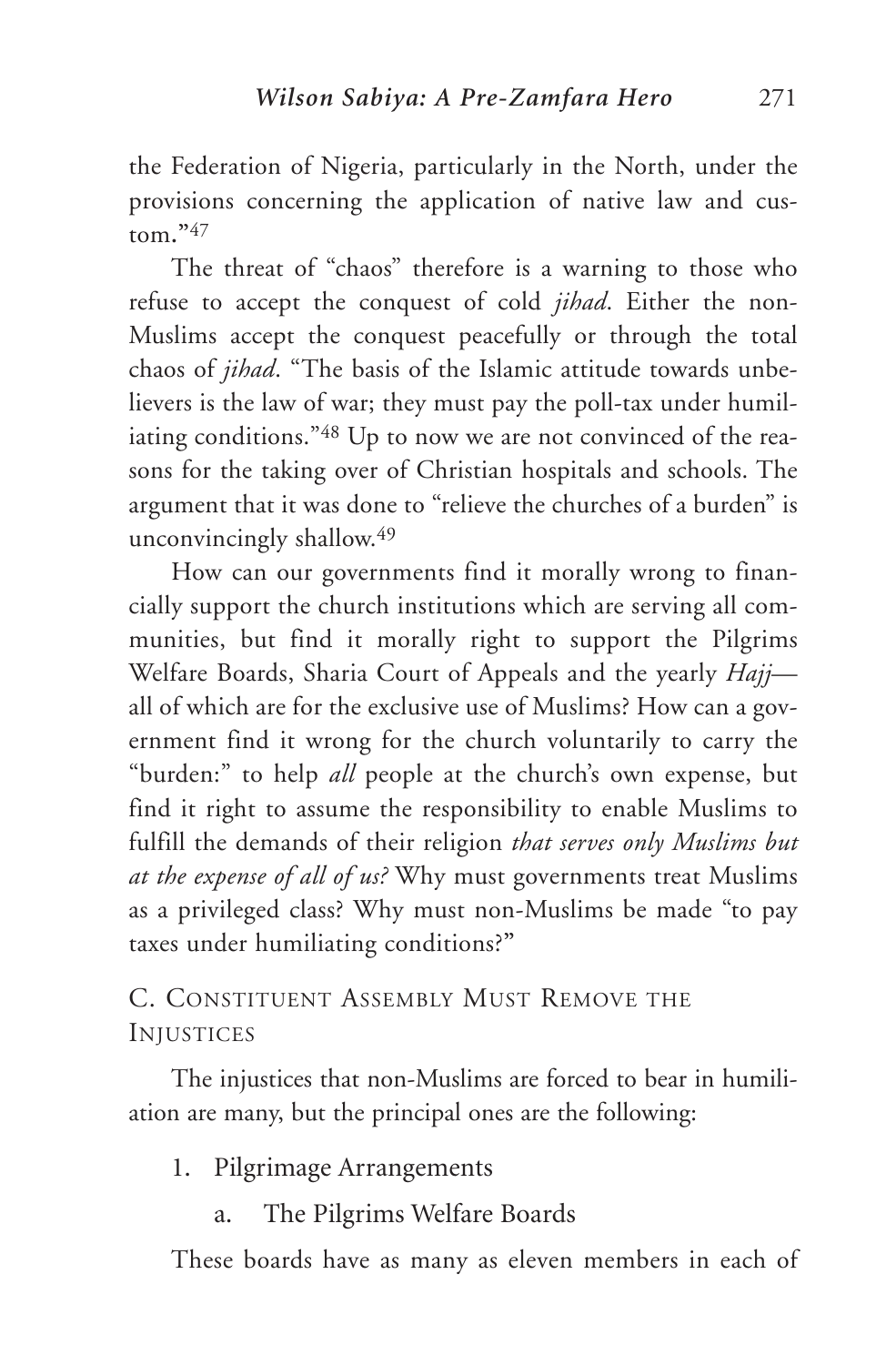the Federation of Nigeria, particularly in the North, under the provisions concerning the application of native law and custom."[47]

The threat of "chaos" therefore is a warning to those who refuse to accept the conquest of cold *jihad*. Either the non-Muslims accept the conquest peacefully or through the total chaos of *jihad*. "The basis of the Islamic attitude towards unbelievers is the law of war; they must pay the poll-tax under humiliating conditions."[48] Up to now we are not convinced of the reasons for the taking over of Christian hospitals and schools. The argument that it was done to "relieve the churches of a burden" is unconvincingly shallow.[49]

How can our governments find it morally wrong to financially support the church institutions which are serving all communities, but find it morally right to support the Pilgrims Welfare Boards, Sharia Court of Appeals and the yearly *Hajj*—all of which are for the exclusive use of Muslims? How can a government find it wrong for the church voluntarily to carry the "burden:" to help *all* people at the church's own expense, but find it right to assume the responsibility to enable Muslims to fulfill the demands of their religion *that serves only Muslims but at the expense of all of us?* Why must governments treat Muslims as a privileged class? Why must non-Muslims be made "to pay taxes under humiliating conditions?"

### C. Constituent Assembly Must Remove the Injustices

The injustices that non-Muslims are forced to bear in humiliation are many, but the principal ones are the following:

1. Pilgrimage Arrangements
   a. The Pilgrims Welfare Boards

These boards have as many as eleven members in each of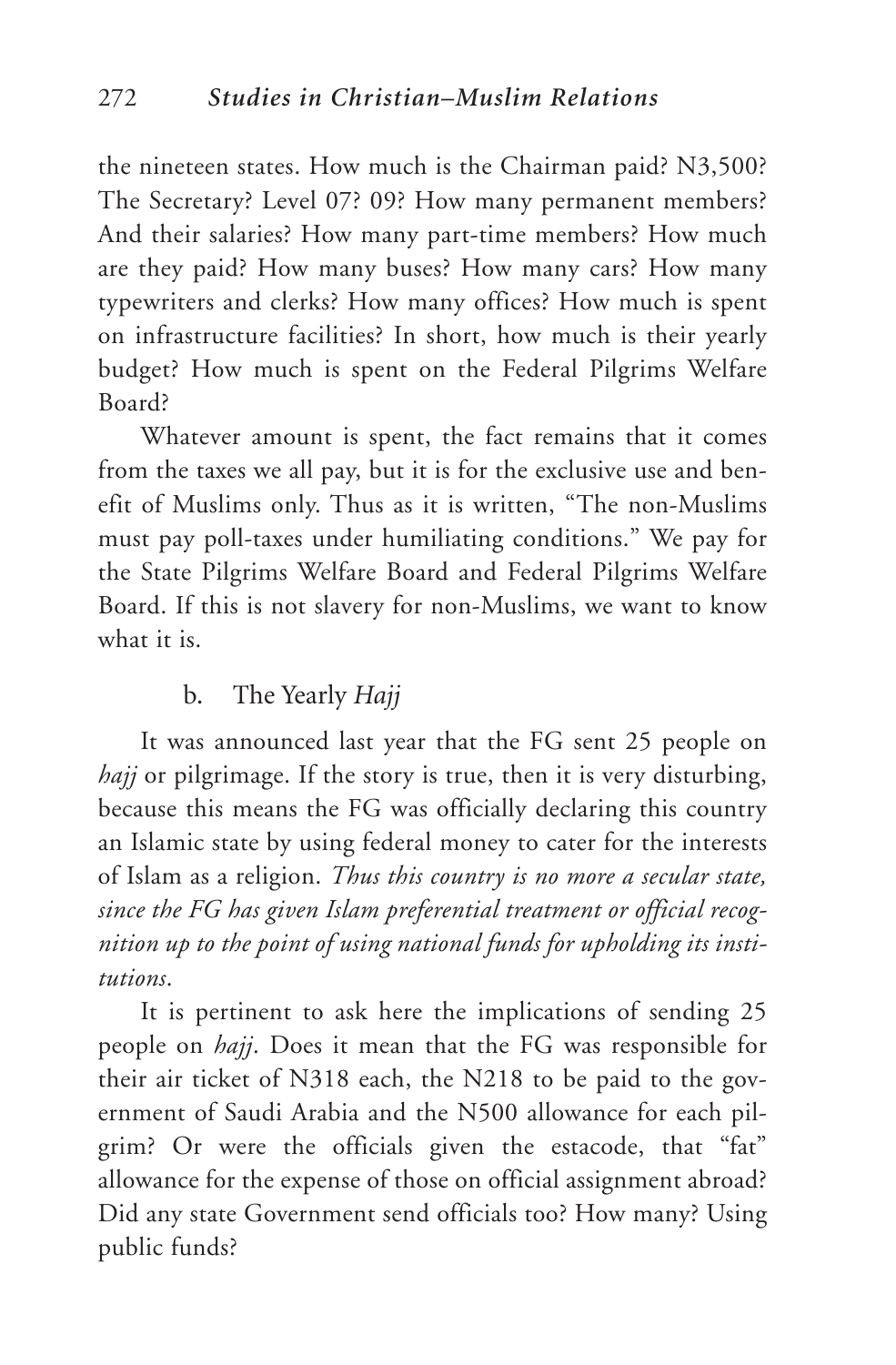the nineteen states. How much is the Chairman paid? N3,500? The Secretary? Level 07? 09? How many permanent members? And their salaries? How many part-time members? How much are they paid? How many buses? How many cars? How many typewriters and clerks? How many offices? How much is spent on infrastructure facilities? In short, how much is their yearly budget? How much is spent on the Federal Pilgrims Welfare Board?

Whatever amount is spent, the fact remains that it comes from the taxes we all pay, but it is for the exclusive use and benefit of Muslims only. Thus as it is written, "The non-Muslims must pay poll-taxes under humiliating conditions." We pay for the State Pilgrims Welfare Board and Federal Pilgrims Welfare Board. If this is not slavery for non-Muslims, we want to know what it is.

### b. The Yearly *Hajj*

It was announced last year that the FG sent 25 people on *hajj* or pilgrimage. If the story is true, then it is very disturbing, because this means the FG was officially declaring this country an Islamic state by using federal money to cater for the interests of Islam as a religion. *Thus this country is no more a secular state, since the FG has given Islam preferential treatment or official recognition up to the point of using national funds for upholding its institutions.*

It is pertinent to ask here the implications of sending 25 people on *hajj*. Does it mean that the FG was responsible for their air ticket of N318 each, the N218 to be paid to the government of Saudi Arabia and the N500 allowance for each pilgrim? Or were the officials given the estacode, that "fat" allowance for the expense of those on official assignment abroad? Did any state Government send officials too? How many? Using public funds?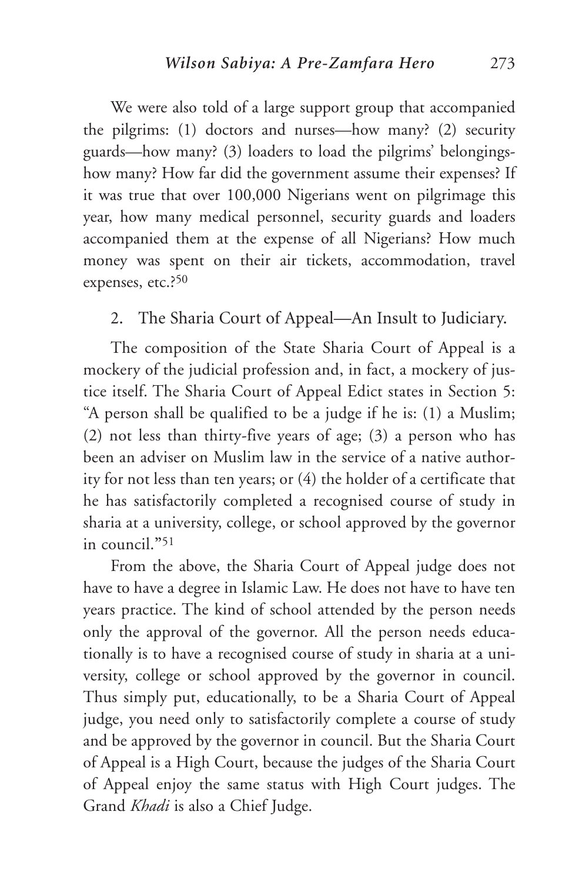We were also told of a large support group that accompanied the pilgrims: (1) doctors and nurses—how many? (2) security guards—how many? (3) loaders to load the pilgrims' belongings-how many? How far did the government assume their expenses? If it was true that over 100,000 Nigerians went on pilgrimage this year, how many medical personnel, security guards and loaders accompanied them at the expense of all Nigerians? How much money was spent on their air tickets, accommodation, travel expenses, etc.?[50]

2. The Sharia Court of Appeal—An Insult to Judiciary.

The composition of the State Sharia Court of Appeal is a mockery of the judicial profession and, in fact, a mockery of justice itself. The Sharia Court of Appeal Edict states in Section 5: "A person shall be qualified to be a judge if he is: (1) a Muslim; (2) not less than thirty-five years of age; (3) a person who has been an adviser on Muslim law in the service of a native authority for not less than ten years; or (4) the holder of a certificate that he has satisfactorily completed a recognised course of study in sharia at a university, college, or school approved by the governor in council."[51]

From the above, the Sharia Court of Appeal judge does not have to have a degree in Islamic Law. He does not have to have ten years practice. The kind of school attended by the person needs only the approval of the governor. All the person needs educationally is to have a recognised course of study in sharia at a university, college or school approved by the governor in council. Thus simply put, educationally, to be a Sharia Court of Appeal judge, you need only to satisfactorily complete a course of study and be approved by the governor in council. But the Sharia Court of Appeal is a High Court, because the judges of the Sharia Court of Appeal enjoy the same status with High Court judges. The Grand *Khadi* is also a Chief Judge.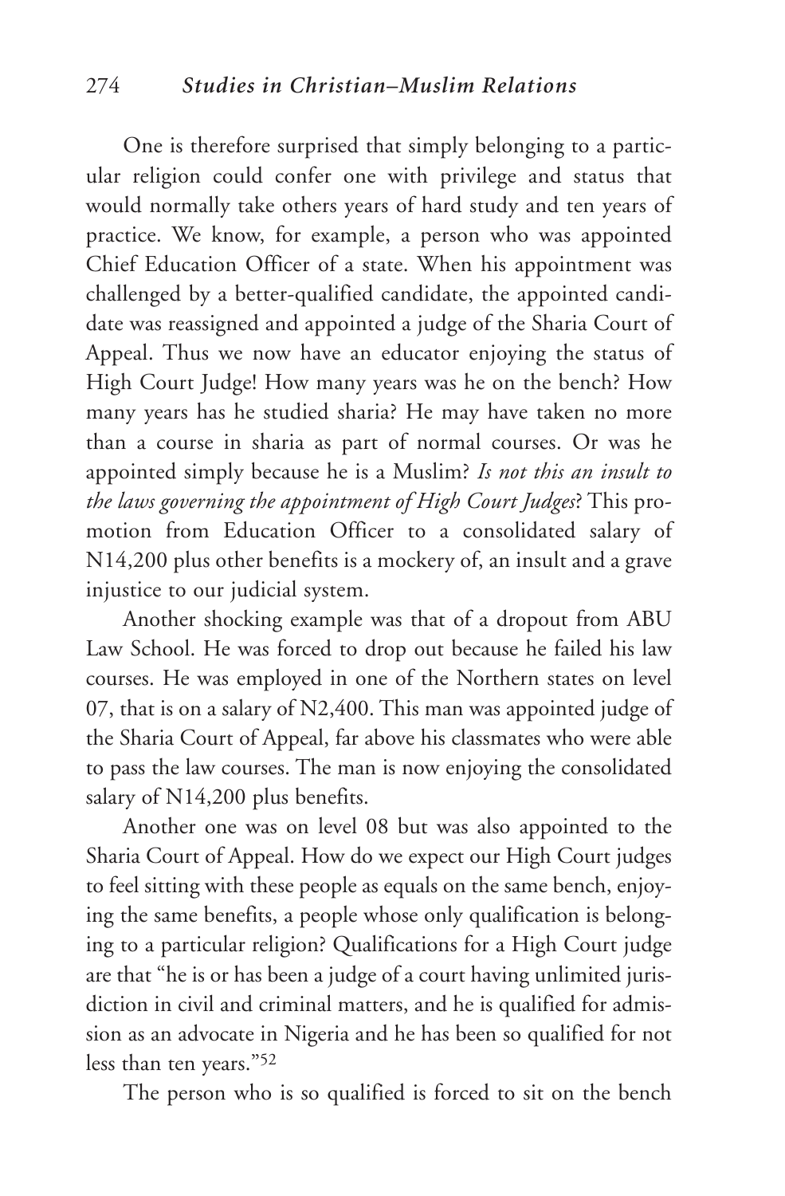One is therefore surprised that simply belonging to a particular religion could confer one with privilege and status that would normally take others years of hard study and ten years of practice. We know, for example, a person who was appointed Chief Education Officer of a state. When his appointment was challenged by a better-qualified candidate, the appointed candidate was reassigned and appointed a judge of the Sharia Court of Appeal. Thus we now have an educator enjoying the status of High Court Judge! How many years was he on the bench? How many years has he studied sharia? He may have taken no more than a course in sharia as part of normal courses. Or was he appointed simply because he is a Muslim? *Is not this an insult to the laws governing the appointment of High Court Judges*? This promotion from Education Officer to a consolidated salary of N14,200 plus other benefits is a mockery of, an insult and a grave injustice to our judicial system.

Another shocking example was that of a dropout from ABU Law School. He was forced to drop out because he failed his law courses. He was employed in one of the Northern states on level 07, that is on a salary of N2,400. This man was appointed judge of the Sharia Court of Appeal, far above his classmates who were able to pass the law courses. The man is now enjoying the consolidated salary of N14,200 plus benefits.

Another one was on level 08 but was also appointed to the Sharia Court of Appeal. How do we expect our High Court judges to feel sitting with these people as equals on the same bench, enjoying the same benefits, a people whose only qualification is belonging to a particular religion? Qualifications for a High Court judge are that "he is or has been a judge of a court having unlimited jurisdiction in civil and criminal matters, and he is qualified for admission as an advocate in Nigeria and he has been so qualified for not less than ten years."[52]

The person who is so qualified is forced to sit on the bench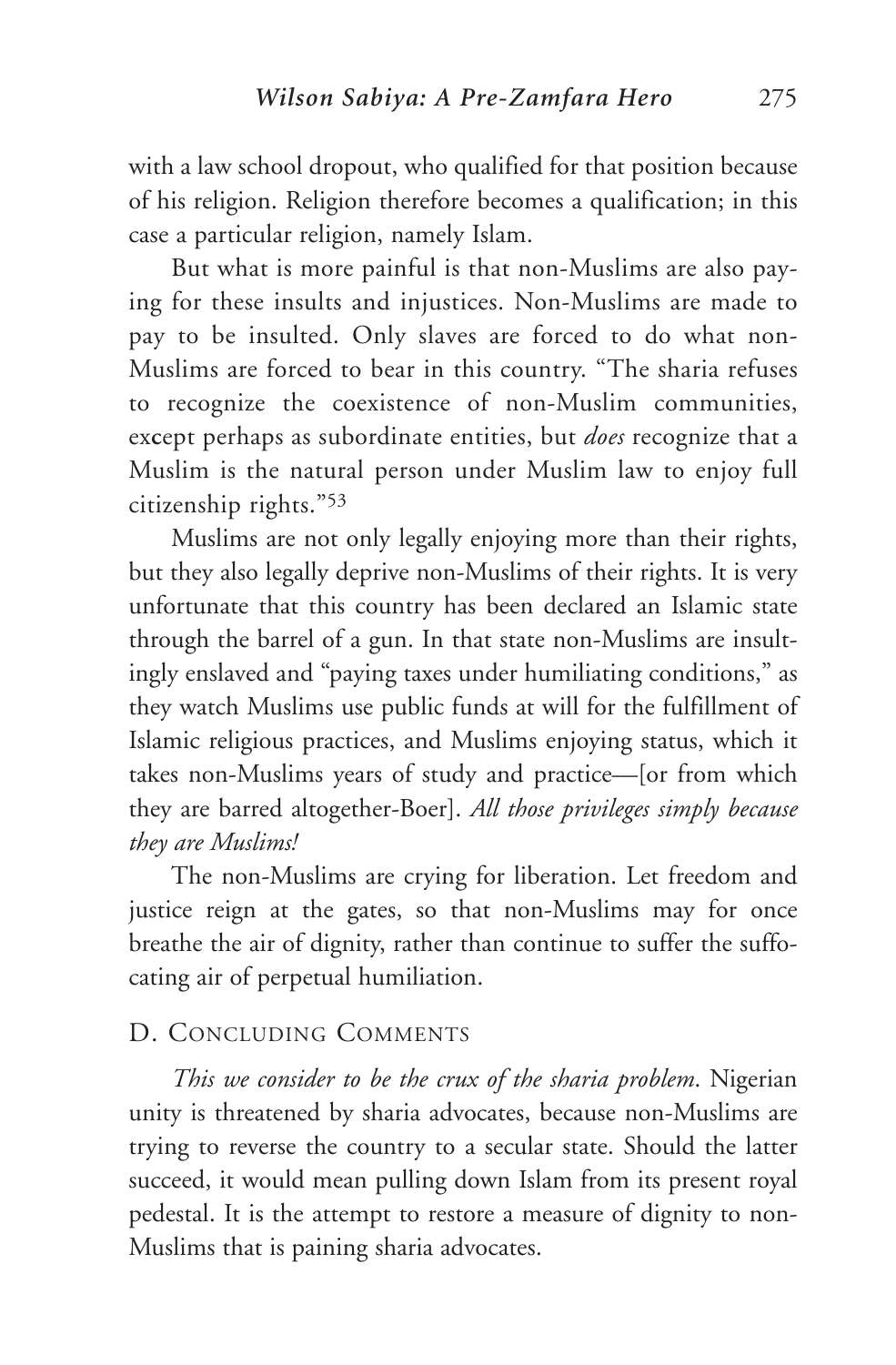with a law school dropout, who qualified for that position because of his religion. Religion therefore becomes a qualification; in this case a particular religion, namely Islam.

But what is more painful is that non-Muslims are also paying for these insults and injustices. Non-Muslims are made to pay to be insulted. Only slaves are forced to do what non-Muslims are forced to bear in this country. "The sharia refuses to recognize the coexistence of non-Muslim communities, except perhaps as subordinate entities, but *does* recognize that a Muslim is the natural person under Muslim law to enjoy full citizenship rights."[53]

Muslims are not only legally enjoying more than their rights, but they also legally deprive non-Muslims of their rights. It is very unfortunate that this country has been declared an Islamic state through the barrel of a gun. In that state non-Muslims are insultingly enslaved and "paying taxes under humiliating conditions," as they watch Muslims use public funds at will for the fulfillment of Islamic religious practices, and Muslims enjoying status, which it takes non-Muslims years of study and practice—[or from which they are barred altogether-Boer]. *All those privileges simply because they are Muslims!*

The non-Muslims are crying for liberation. Let freedom and justice reign at the gates, so that non-Muslims may for once breathe the air of dignity, rather than continue to suffer the suffocating air of perpetual humiliation.

## D. Concluding Comments

*This we consider to be the crux of the sharia problem*. Nigerian unity is threatened by sharia advocates, because non-Muslims are trying to reverse the country to a secular state. Should the latter succeed, it would mean pulling down Islam from its present royal pedestal. It is the attempt to restore a measure of dignity to non-Muslims that is paining sharia advocates.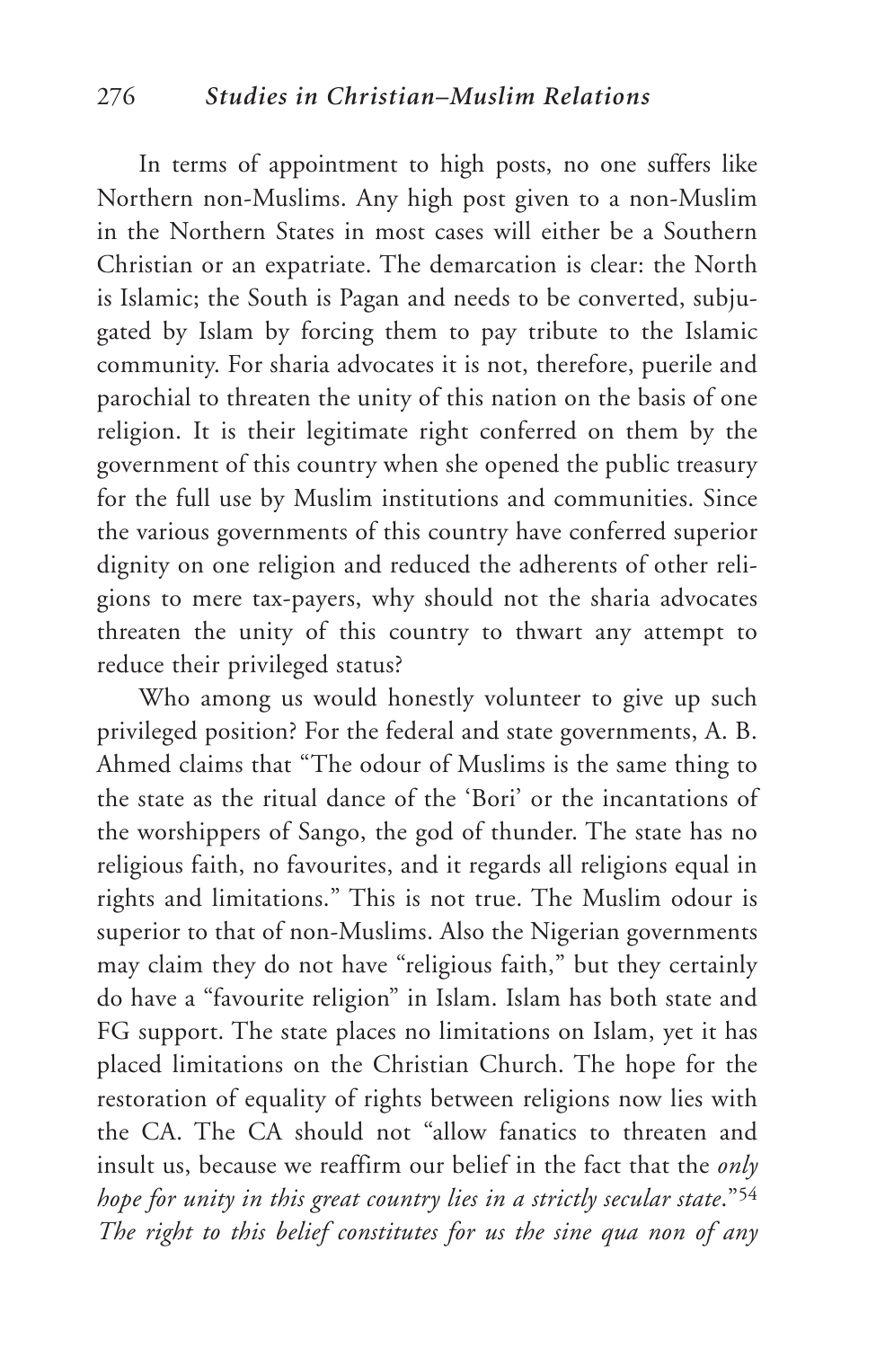In terms of appointment to high posts, no one suffers like Northern non-Muslims. Any high post given to a non-Muslim in the Northern States in most cases will either be a Southern Christian or an expatriate. The demarcation is clear: the North is Islamic; the South is Pagan and needs to be converted, subjugated by Islam by forcing them to pay tribute to the Islamic community. For sharia advocates it is not, therefore, puerile and parochial to threaten the unity of this nation on the basis of one religion. It is their legitimate right conferred on them by the government of this country when she opened the public treasury for the full use by Muslim institutions and communities. Since the various governments of this country have conferred superior dignity on one religion and reduced the adherents of other religions to mere tax-payers, why should not the sharia advocates threaten the unity of this country to thwart any attempt to reduce their privileged status?

Who among us would honestly volunteer to give up such privileged position? For the federal and state governments, A. B. Ahmed claims that "The odour of Muslims is the same thing to the state as the ritual dance of the 'Bori' or the incantations of the worshippers of Sango, the god of thunder. The state has no religious faith, no favourites, and it regards all religions equal in rights and limitations." This is not true. The Muslim odour is superior to that of non-Muslims. Also the Nigerian governments may claim they do not have "religious faith," but they certainly do have a "favourite religion" in Islam. Islam has both state and FG support. The state places no limitations on Islam, yet it has placed limitations on the Christian Church. The hope for the restoration of equality of rights between religions now lies with the CA. The CA should not "allow fanatics to threaten and insult us, because we reaffirm our belief in the fact that the *only hope for unity in this great country lies in a strictly secular state*."[54] *The right to this belief constitutes for us the sine qua non of any*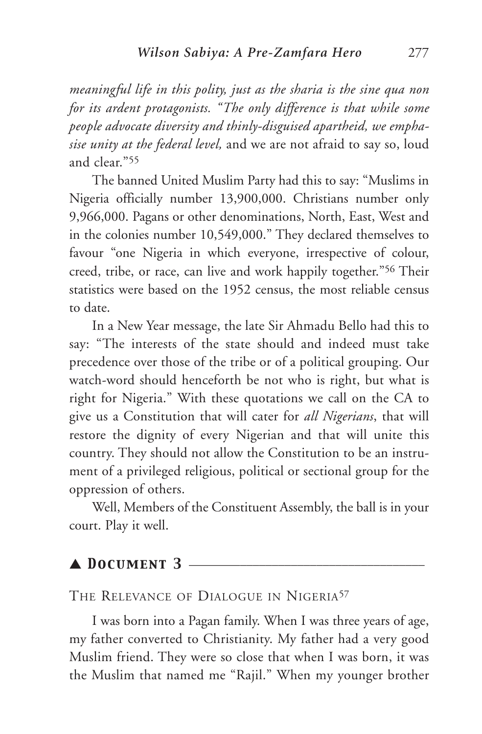*meaningful life in this polity, just as the sharia is the sine qua non for its ardent protagonists. "The only difference is that while some people advocate diversity and thinly-disguised apartheid, we emphasise unity at the federal level,* and we are not afraid to say so, loud and clear."[55]

The banned United Muslim Party had this to say: "Muslims in Nigeria officially number 13,900,000. Christians number only 9,966,000. Pagans or other denominations, North, East, West and in the colonies number 10,549,000." They declared themselves to favour "one Nigeria in which everyone, irrespective of colour, creed, tribe, or race, can live and work happily together."[56] Their statistics were based on the 1952 census, the most reliable census to date.

In a New Year message, the late Sir Ahmadu Bello had this to say: "The interests of the state should and indeed must take precedence over those of the tribe or of a political grouping. Our watch-word should henceforth be not who is right, but what is right for Nigeria." With these quotations we call on the CA to give us a Constitution that will cater for *all Nigerians*, that will restore the dignity of every Nigerian and that will unite this country. They should not allow the Constitution to be an instrument of a privileged religious, political or sectional group for the oppression of others.

Well, Members of the Constituent Assembly, the ball is in your court. Play it well.

## ▲ Document 3

### The Relevance of Dialogue in Nigeria[57]

I was born into a Pagan family. When I was three years of age, my father converted to Christianity. My father had a very good Muslim friend. They were so close that when I was born, it was the Muslim that named me "Rajil." When my younger brother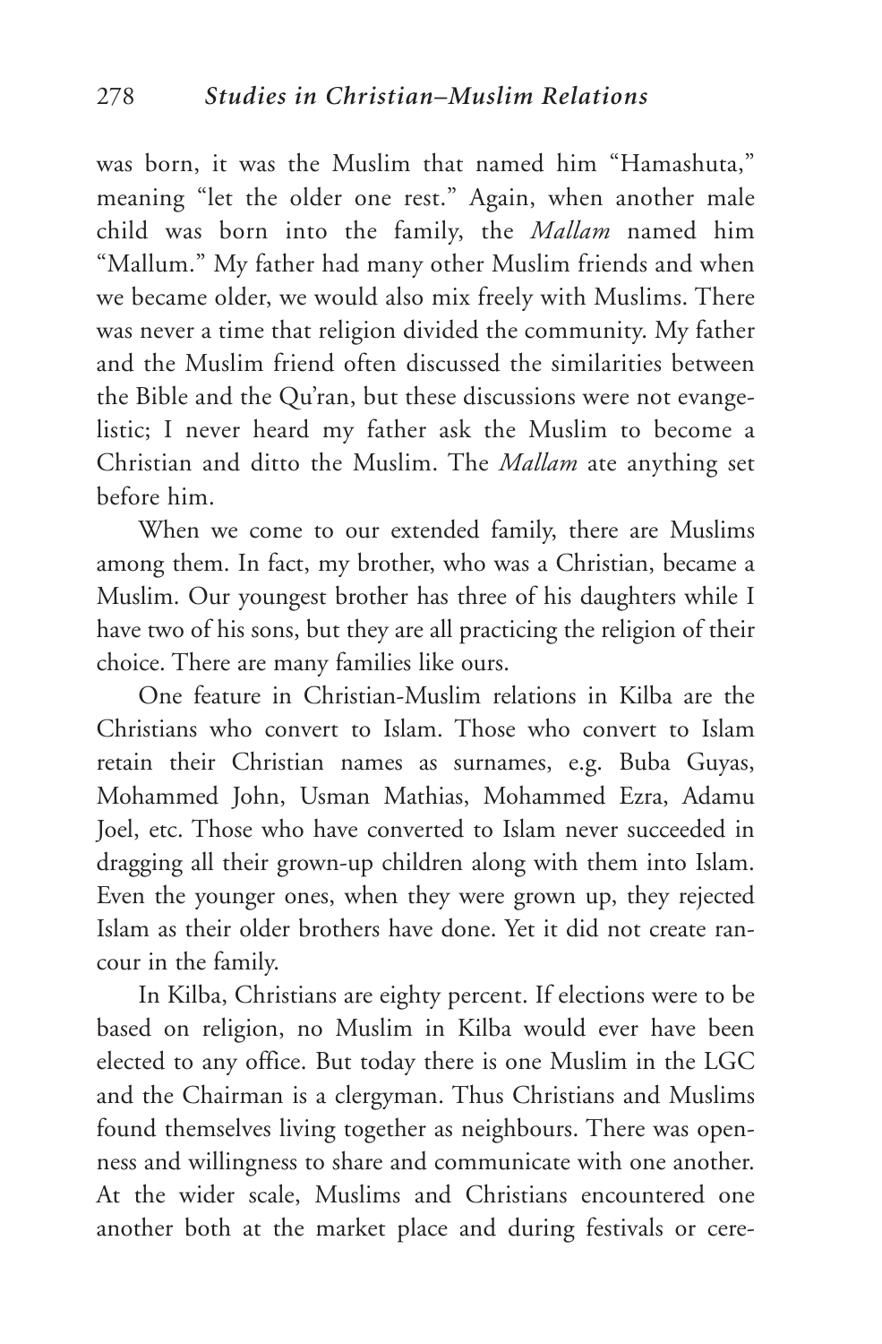was born, it was the Muslim that named him "Hamashuta," meaning "let the older one rest." Again, when another male child was born into the family, the *Mallam* named him "Mallum." My father had many other Muslim friends and when we became older, we would also mix freely with Muslims. There was never a time that religion divided the community. My father and the Muslim friend often discussed the similarities between the Bible and the Qu'ran, but these discussions were not evangelistic; I never heard my father ask the Muslim to become a Christian and ditto the Muslim. The *Mallam* ate anything set before him.

When we come to our extended family, there are Muslims among them. In fact, my brother, who was a Christian, became a Muslim. Our youngest brother has three of his daughters while I have two of his sons, but they are all practicing the religion of their choice. There are many families like ours.

One feature in Christian-Muslim relations in Kilba are the Christians who convert to Islam. Those who convert to Islam retain their Christian names as surnames, e.g. Buba Guyas, Mohammed John, Usman Mathias, Mohammed Ezra, Adamu Joel, etc. Those who have converted to Islam never succeeded in dragging all their grown-up children along with them into Islam. Even the younger ones, when they were grown up, they rejected Islam as their older brothers have done. Yet it did not create rancour in the family.

In Kilba, Christians are eighty percent. If elections were to be based on religion, no Muslim in Kilba would ever have been elected to any office. But today there is one Muslim in the LGC and the Chairman is a clergyman. Thus Christians and Muslims found themselves living together as neighbours. There was openness and willingness to share and communicate with one another. At the wider scale, Muslims and Christians encountered one another both at the market place and during festivals or cere-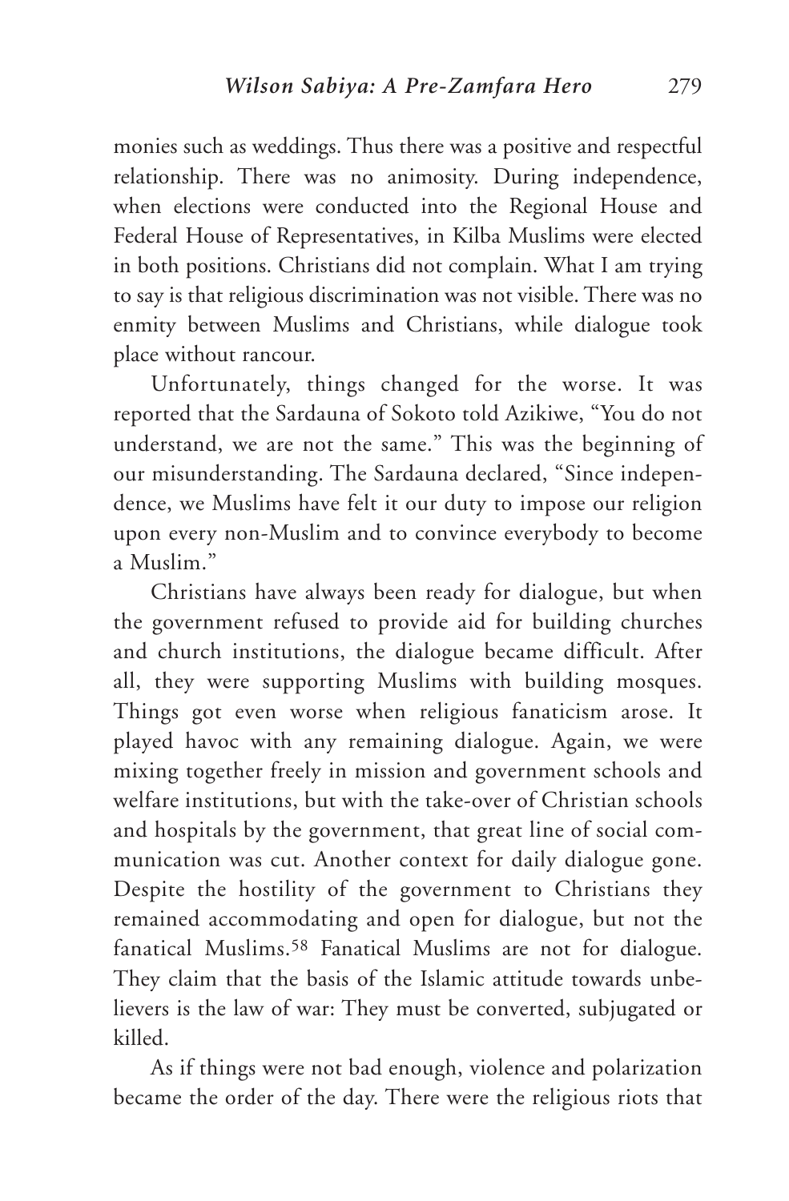monies such as weddings. Thus there was a positive and respectful relationship. There was no animosity. During independence, when elections were conducted into the Regional House and Federal House of Representatives, in Kilba Muslims were elected in both positions. Christians did not complain. What I am trying to say is that religious discrimination was not visible. There was no enmity between Muslims and Christians, while dialogue took place without rancour.

Unfortunately, things changed for the worse. It was reported that the Sardauna of Sokoto told Azikiwe, "You do not understand, we are not the same." This was the beginning of our misunderstanding. The Sardauna declared, "Since independence, we Muslims have felt it our duty to impose our religion upon every non-Muslim and to convince everybody to become a Muslim."

Christians have always been ready for dialogue, but when the government refused to provide aid for building churches and church institutions, the dialogue became difficult. After all, they were supporting Muslims with building mosques. Things got even worse when religious fanaticism arose. It played havoc with any remaining dialogue. Again, we were mixing together freely in mission and government schools and welfare institutions, but with the take-over of Christian schools and hospitals by the government, that great line of social communication was cut. Another context for daily dialogue gone. Despite the hostility of the government to Christians they remained accommodating and open for dialogue, but not the fanatical Muslims.[58] Fanatical Muslims are not for dialogue. They claim that the basis of the Islamic attitude towards unbelievers is the law of war: They must be converted, subjugated or killed.

As if things were not bad enough, violence and polarization became the order of the day. There were the religious riots that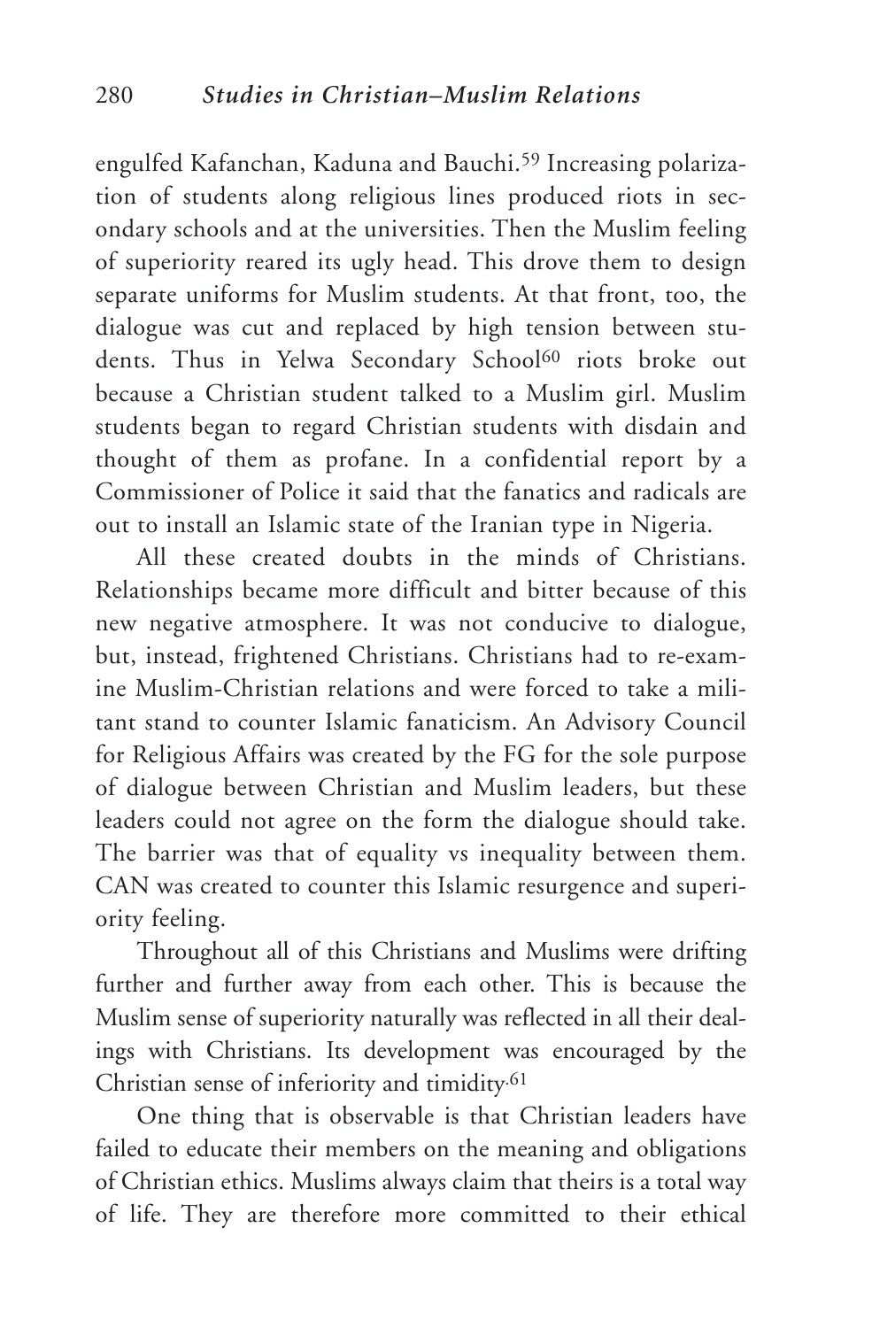engulfed Kafanchan, Kaduna and Bauchi.[59] Increasing polarization of students along religious lines produced riots in secondary schools and at the universities. Then the Muslim feeling of superiority reared its ugly head. This drove them to design separate uniforms for Muslim students. At that front, too, the dialogue was cut and replaced by high tension between students. Thus in Yelwa Secondary School[60] riots broke out because a Christian student talked to a Muslim girl. Muslim students began to regard Christian students with disdain and thought of them as profane. In a confidential report by a Commissioner of Police it said that the fanatics and radicals are out to install an Islamic state of the Iranian type in Nigeria.

All these created doubts in the minds of Christians. Relationships became more difficult and bitter because of this new negative atmosphere. It was not conducive to dialogue, but, instead, frightened Christians. Christians had to re-examine Muslim-Christian relations and were forced to take a militant stand to counter Islamic fanaticism. An Advisory Council for Religious Affairs was created by the FG for the sole purpose of dialogue between Christian and Muslim leaders, but these leaders could not agree on the form the dialogue should take. The barrier was that of equality vs inequality between them. CAN was created to counter this Islamic resurgence and superiority feeling.

Throughout all of this Christians and Muslims were drifting further and further away from each other. This is because the Muslim sense of superiority naturally was reflected in all their dealings with Christians. Its development was encouraged by the Christian sense of inferiority and timidity.[61]

One thing that is observable is that Christian leaders have failed to educate their members on the meaning and obligations of Christian ethics. Muslims always claim that theirs is a total way of life. They are therefore more committed to their ethical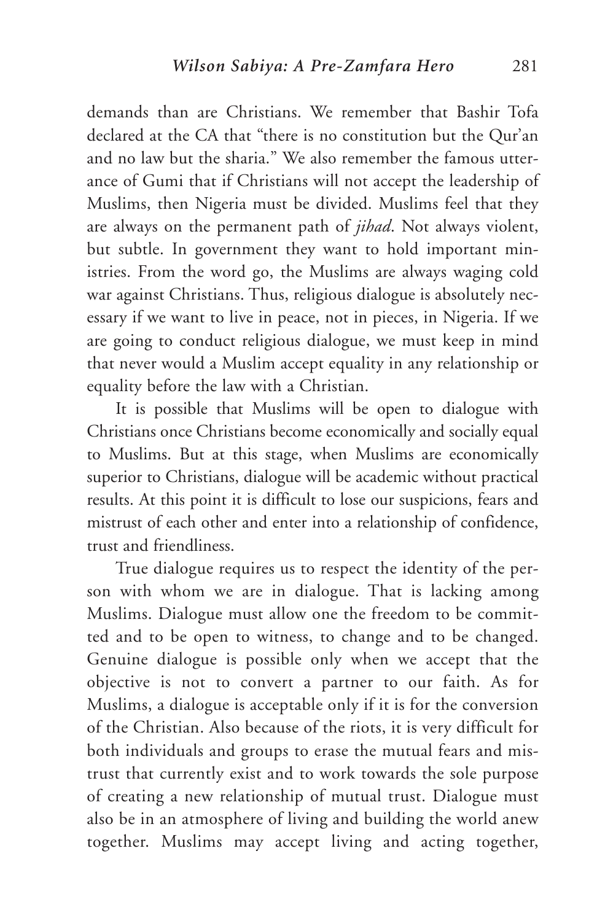demands than are Christians. We remember that Bashir Tofa declared at the CA that "there is no constitution but the Qur'an and no law but the sharia." We also remember the famous utterance of Gumi that if Christians will not accept the leadership of Muslims, then Nigeria must be divided. Muslims feel that they are always on the permanent path of *jihad*. Not always violent, but subtle. In government they want to hold important ministries. From the word go, the Muslims are always waging cold war against Christians. Thus, religious dialogue is absolutely necessary if we want to live in peace, not in pieces, in Nigeria. If we are going to conduct religious dialogue, we must keep in mind that never would a Muslim accept equality in any relationship or equality before the law with a Christian.

It is possible that Muslims will be open to dialogue with Christians once Christians become economically and socially equal to Muslims. But at this stage, when Muslims are economically superior to Christians, dialogue will be academic without practical results. At this point it is difficult to lose our suspicions, fears and mistrust of each other and enter into a relationship of confidence, trust and friendliness.

True dialogue requires us to respect the identity of the person with whom we are in dialogue. That is lacking among Muslims. Dialogue must allow one the freedom to be committed and to be open to witness, to change and to be changed. Genuine dialogue is possible only when we accept that the objective is not to convert a partner to our faith. As for Muslims, a dialogue is acceptable only if it is for the conversion of the Christian. Also because of the riots, it is very difficult for both individuals and groups to erase the mutual fears and mistrust that currently exist and to work towards the sole purpose of creating a new relationship of mutual trust. Dialogue must also be in an atmosphere of living and building the world anew together. Muslims may accept living and acting together,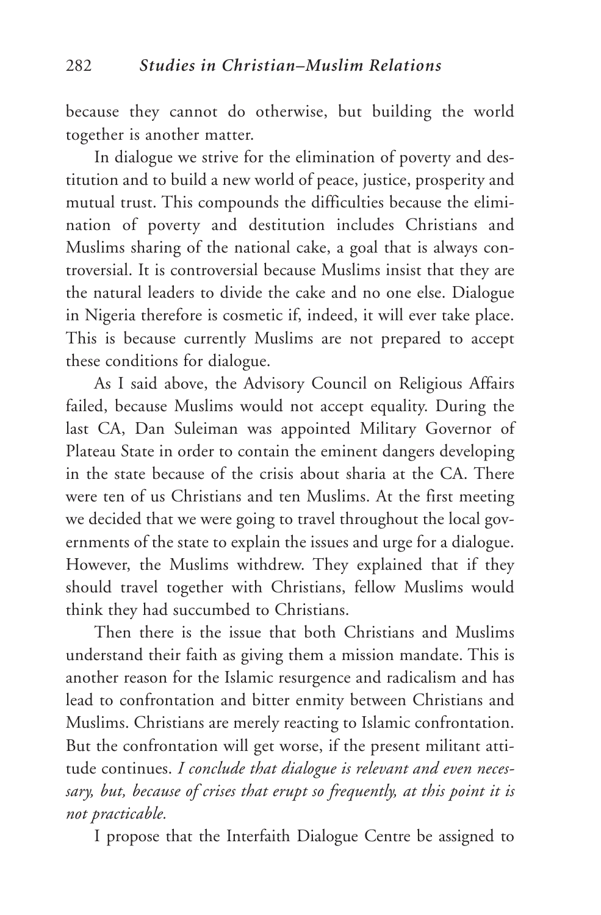because they cannot do otherwise, but building the world together is another matter.

In dialogue we strive for the elimination of poverty and destitution and to build a new world of peace, justice, prosperity and mutual trust. This compounds the difficulties because the elimination of poverty and destitution includes Christians and Muslims sharing of the national cake, a goal that is always controversial. It is controversial because Muslims insist that they are the natural leaders to divide the cake and no one else. Dialogue in Nigeria therefore is cosmetic if, indeed, it will ever take place. This is because currently Muslims are not prepared to accept these conditions for dialogue.

As I said above, the Advisory Council on Religious Affairs failed, because Muslims would not accept equality. During the last CA, Dan Suleiman was appointed Military Governor of Plateau State in order to contain the eminent dangers developing in the state because of the crisis about sharia at the CA. There were ten of us Christians and ten Muslims. At the first meeting we decided that we were going to travel throughout the local governments of the state to explain the issues and urge for a dialogue. However, the Muslims withdrew. They explained that if they should travel together with Christians, fellow Muslims would think they had succumbed to Christians.

Then there is the issue that both Christians and Muslims understand their faith as giving them a mission mandate. This is another reason for the Islamic resurgence and radicalism and has lead to confrontation and bitter enmity between Christians and Muslims. Christians are merely reacting to Islamic confrontation. But the confrontation will get worse, if the present militant attitude continues. *I conclude that dialogue is relevant and even necessary, but, because of crises that erupt so frequently, at this point it is not practicable.*

I propose that the Interfaith Dialogue Centre be assigned to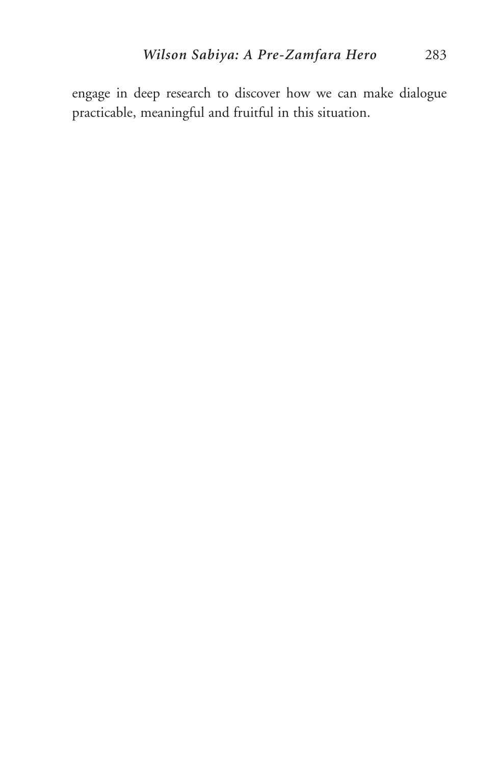engage in deep research to discover how we can make dialogue practicable, meaningful and fruitful in this situation.